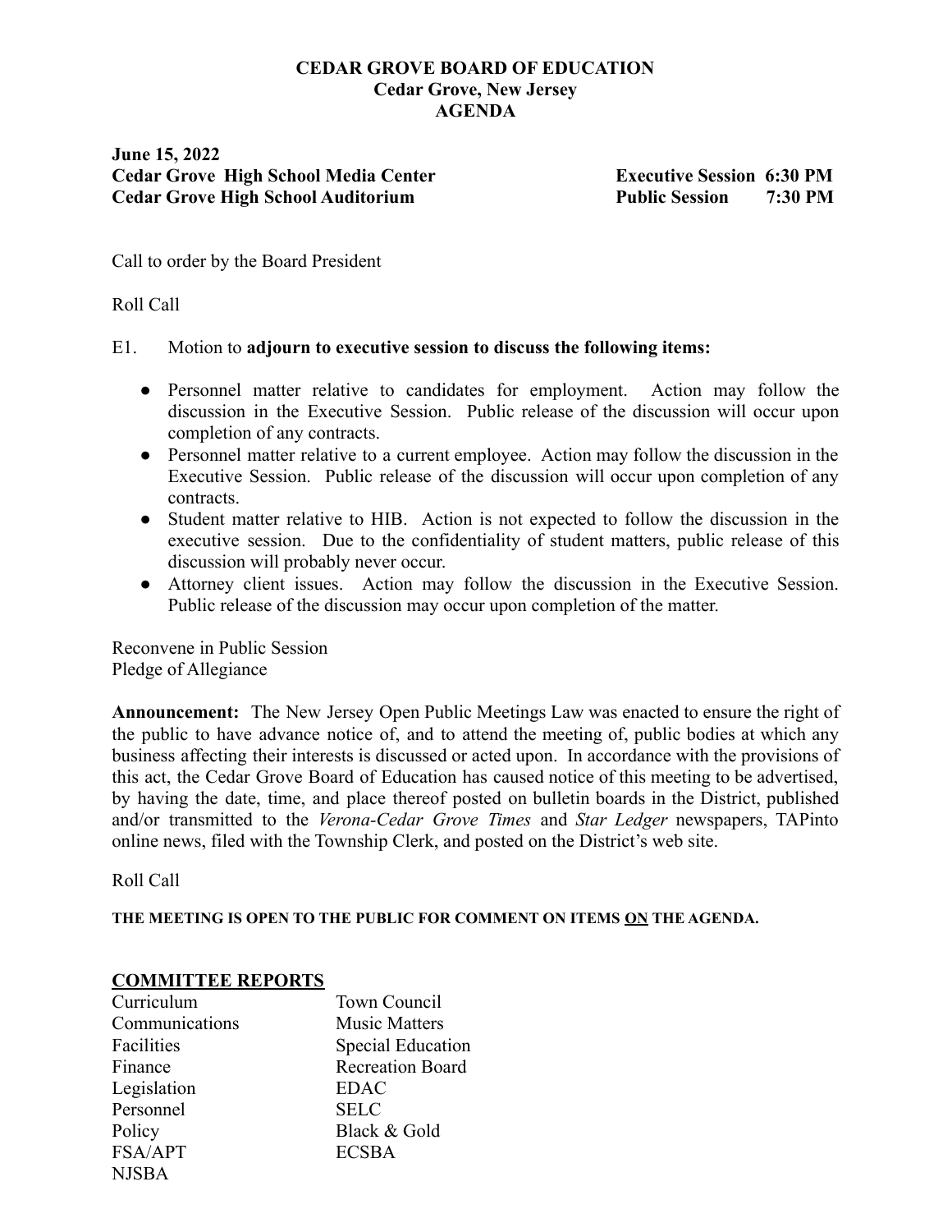**CEDAR GROVE BOARD OF EDUCATION**
**Cedar Grove, New Jersey**
**AGENDA**

**June 15, 2022**

| | | |
|---|---|---|
| **Cedar Grove High School Media Center** | **Executive Session** | **6:30 PM** |
| **Cedar Grove High School Auditorium** | **Public Session** | **7:30 PM** |

Call to order by the Board President

Roll Call

E1. Motion to **adjourn to executive session to discuss the following items:**

- Personnel matter relative to candidates for employment. Action may follow the discussion in the Executive Session. Public release of the discussion will occur upon completion of any contracts.
- Personnel matter relative to a current employee. Action may follow the discussion in the Executive Session. Public release of the discussion will occur upon completion of any contracts.
- Student matter relative to HIB. Action is not expected to follow the discussion in the executive session. Due to the confidentiality of student matters, public release of this discussion will probably never occur.
- Attorney client issues. Action may follow the discussion in the Executive Session. Public release of the discussion may occur upon completion of the matter.

Reconvene in Public Session
Pledge of Allegiance

**Announcement:** The New Jersey Open Public Meetings Law was enacted to ensure the right of the public to have advance notice of, and to attend the meeting of, public bodies at which any business affecting their interests is discussed or acted upon. In accordance with the provisions of this act, the Cedar Grove Board of Education has caused notice of this meeting to be advertised, by having the date, time, and place thereof posted on bulletin boards in the District, published and/or transmitted to the *Verona-Cedar Grove Times* and *Star Ledger* newspapers, TAPinto online news, filed with the Township Clerk, and posted on the District's web site.

Roll Call

**THE MEETING IS OPEN TO THE PUBLIC FOR COMMENT ON ITEMS ON THE AGENDA.**

**COMMITTEE REPORTS**

| | |
|---|---|
| Curriculum | Town Council |
| Communications | Music Matters |
| Facilities | Special Education |
| Finance | Recreation Board |
| Legislation | EDAC |
| Personnel | SELC |
| Policy | Black & Gold |
| FSA/APT | ECSBA |
| NJSBA | |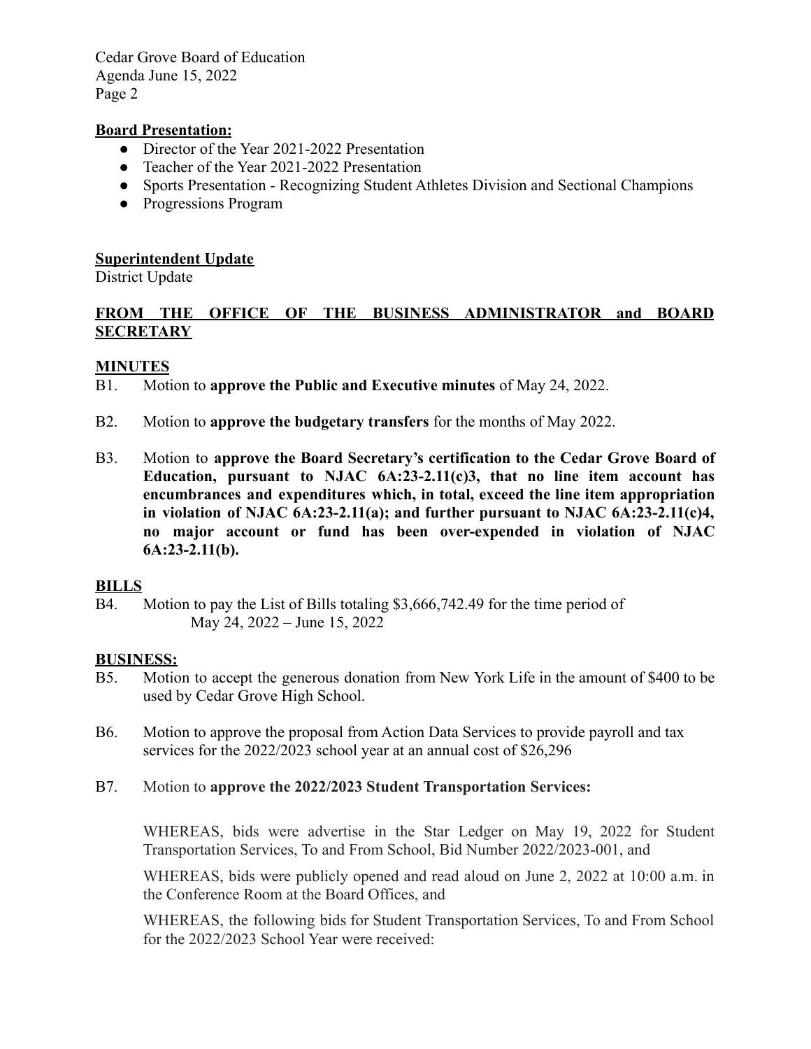**Board Presentation:**

- Director of the Year 2021-2022 Presentation
- Teacher of the Year 2021-2022 Presentation
- Sports Presentation - Recognizing Student Athletes Division and Sectional Champions
- Progressions Program

**Superintendent Update**

District Update

**FROM THE OFFICE OF THE BUSINESS ADMINISTRATOR and BOARD SECRETARY**

**MINUTES**

B1. Motion to **approve the Public and Executive minutes** of May 24, 2022.

B2. Motion to **approve the budgetary transfers** for the months of May 2022.

B3. Motion to **approve the Board Secretary's certification to the Cedar Grove Board of Education, pursuant to NJAC 6A:23-2.11(c)3, that no line item account has encumbrances and expenditures which, in total, exceed the line item appropriation in violation of NJAC 6A:23-2.11(a); and further pursuant to NJAC 6A:23-2.11(c)4, no major account or fund has been over-expended in violation of NJAC 6A:23-2.11(b).**

**BILLS**

B4. Motion to pay the List of Bills totaling $3,666,742.49 for the time period of May 24, 2022 – June 15, 2022

**BUSINESS:**

B5. Motion to accept the generous donation from New York Life in the amount of $400 to be used by Cedar Grove High School.

B6. Motion to approve the proposal from Action Data Services to provide payroll and tax services for the 2022/2023 school year at an annual cost of $26,296

B7. Motion to **approve the 2022/2023 Student Transportation Services:**

WHEREAS, bids were advertise in the Star Ledger on May 19, 2022 for Student Transportation Services, To and From School, Bid Number 2022/2023-001, and

WHEREAS, bids were publicly opened and read aloud on June 2, 2022 at 10:00 a.m. in the Conference Room at the Board Offices, and

WHEREAS, the following bids for Student Transportation Services, To and From School for the 2022/2023 School Year were received: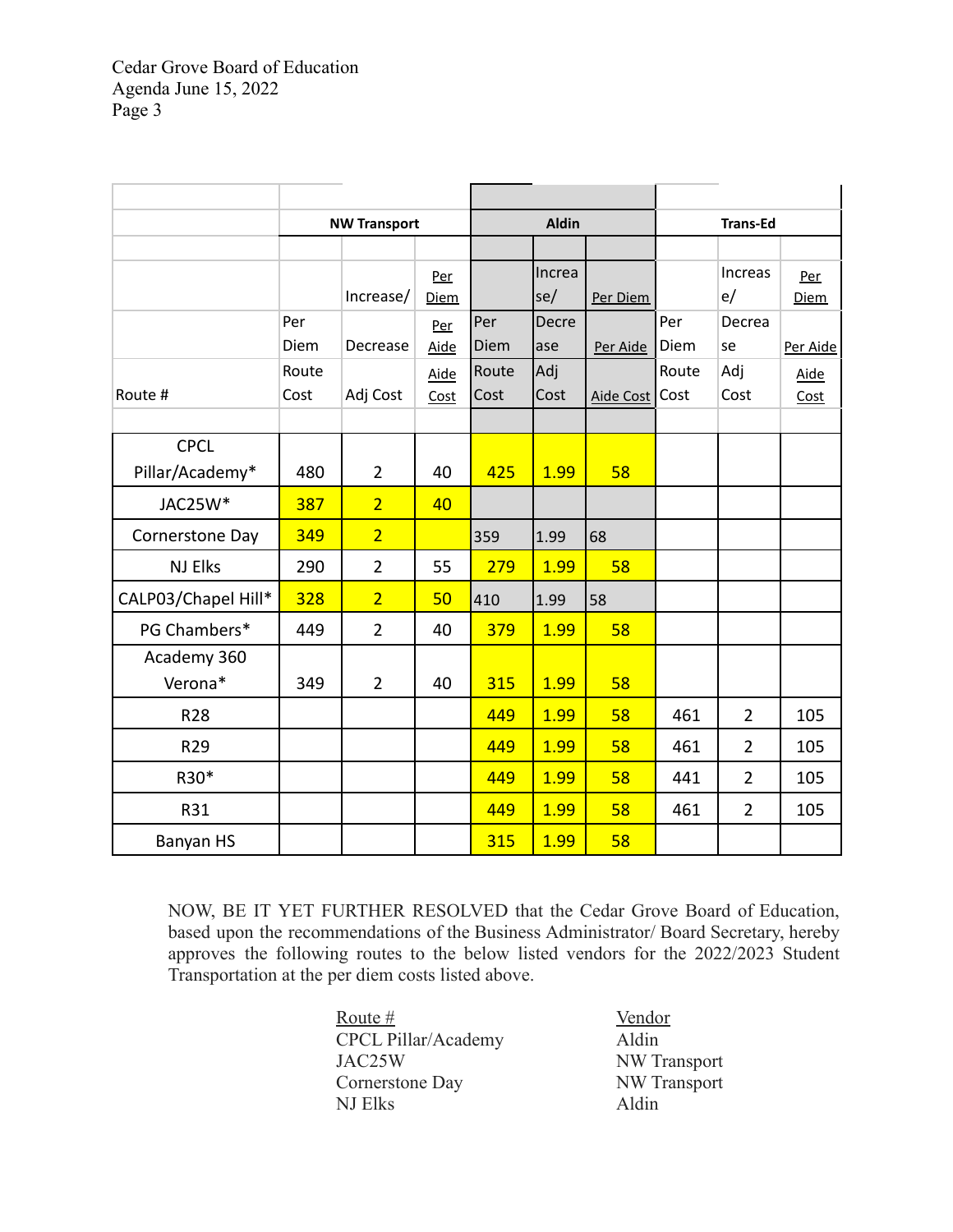Cedar Grove Board of Education
Agenda June 15, 2022

| Route # | NW Transport Per Diem Route Cost | NW Transport Increase/ Decrease Adj Cost | NW Transport Per Diem Per Aide Aide Cost | Aldin Per Diem Route Cost | Aldin Increase/ Decrease Adj Cost | Aldin Per Diem Per Aide Aide Cost | Trans-Ed Per Diem Route Cost | Trans-Ed Increase/ Decrease Adj Cost | Trans-Ed Per Diem Per Aide Aide Cost |
|---|---|---|---|---|---|---|---|---|---|
| CPCL Pillar/Academy* | 480 | 2 | 40 | 425 | 1.99 | 58 | | | |
| JAC25W* | 387 | 2 | 40 | | | | | | |
| Cornerstone Day | 349 | 2 | | 359 | 1.99 | 68 | | | |
| NJ Elks | 290 | 2 | 55 | 279 | 1.99 | 58 | | | |
| CALP03/Chapel Hill* | 328 | 2 | 50 | 410 | 1.99 | 58 | | | |
| PG Chambers* | 449 | 2 | 40 | 379 | 1.99 | 58 | | | |
| Academy 360 Verona* | 349 | 2 | 40 | 315 | 1.99 | 58 | | | |
| R28 | | | | 449 | 1.99 | 58 | 461 | 2 | 105 |
| R29 | | | | 449 | 1.99 | 58 | 461 | 2 | 105 |
| R30* | | | | 449 | 1.99 | 58 | 441 | 2 | 105 |
| R31 | | | | 449 | 1.99 | 58 | 461 | 2 | 105 |
| Banyan HS | | | | 315 | 1.99 | 58 | | | |

NOW, BE IT YET FURTHER RESOLVED that the Cedar Grove Board of Education, based upon the recommendations of the Business Administrator/ Board Secretary, hereby approves the following routes to the below listed vendors for the 2022/2023 Student Transportation at the per diem costs listed above.

| Route # | Vendor |
|---|---|
| CPCL Pillar/Academy | Aldin |
| JAC25W | NW Transport |
| Cornerstone Day | NW Transport |
| NJ Elks | Aldin |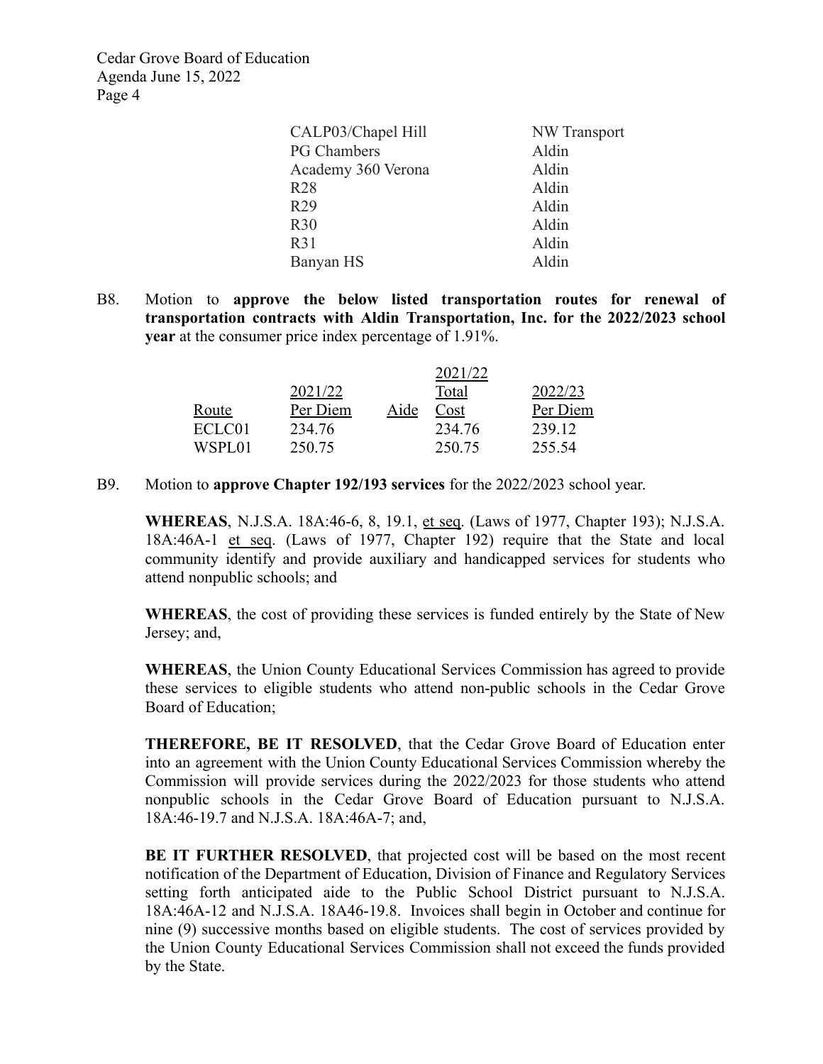| | |
|---|---|
| CALP03/Chapel Hill | NW Transport |
| PG Chambers | Aldin |
| Academy 360 Verona | Aldin |
| R28 | Aldin |
| R29 | Aldin |
| R30 | Aldin |
| R31 | Aldin |
| Banyan HS | Aldin |

B8. Motion to **approve the below listed transportation routes for renewal of transportation contracts with Aldin Transportation, Inc. for the 2022/2023 school year** at the consumer price index percentage of 1.91%.

| Route | 2021/22 Per Diem | Aide | 2021/22 Total Cost | 2022/23 Per Diem |
|---|---|---|---|---|
| ECLC01 | 234.76 | | 234.76 | 239.12 |
| WSPL01 | 250.75 | | 250.75 | 255.54 |

B9. Motion to **approve Chapter 192/193 services** for the 2022/2023 school year.

**WHEREAS**, N.J.S.A. 18A:46-6, 8, 19.1, et seq. (Laws of 1977, Chapter 193); N.J.S.A. 18A:46A-1 et seq. (Laws of 1977, Chapter 192) require that the State and local community identify and provide auxiliary and handicapped services for students who attend nonpublic schools; and

**WHEREAS**, the cost of providing these services is funded entirely by the State of New Jersey; and,

**WHEREAS**, the Union County Educational Services Commission has agreed to provide these services to eligible students who attend non-public schools in the Cedar Grove Board of Education;

**THEREFORE, BE IT RESOLVED**, that the Cedar Grove Board of Education enter into an agreement with the Union County Educational Services Commission whereby the Commission will provide services during the 2022/2023 for those students who attend nonpublic schools in the Cedar Grove Board of Education pursuant to N.J.S.A. 18A:46-19.7 and N.J.S.A. 18A:46A-7; and,

**BE IT FURTHER RESOLVED**, that projected cost will be based on the most recent notification of the Department of Education, Division of Finance and Regulatory Services setting forth anticipated aide to the Public School District pursuant to N.J.S.A. 18A:46A-12 and N.J.S.A. 18A46-19.8. Invoices shall begin in October and continue for nine (9) successive months based on eligible students. The cost of services provided by the Union County Educational Services Commission shall not exceed the funds provided by the State.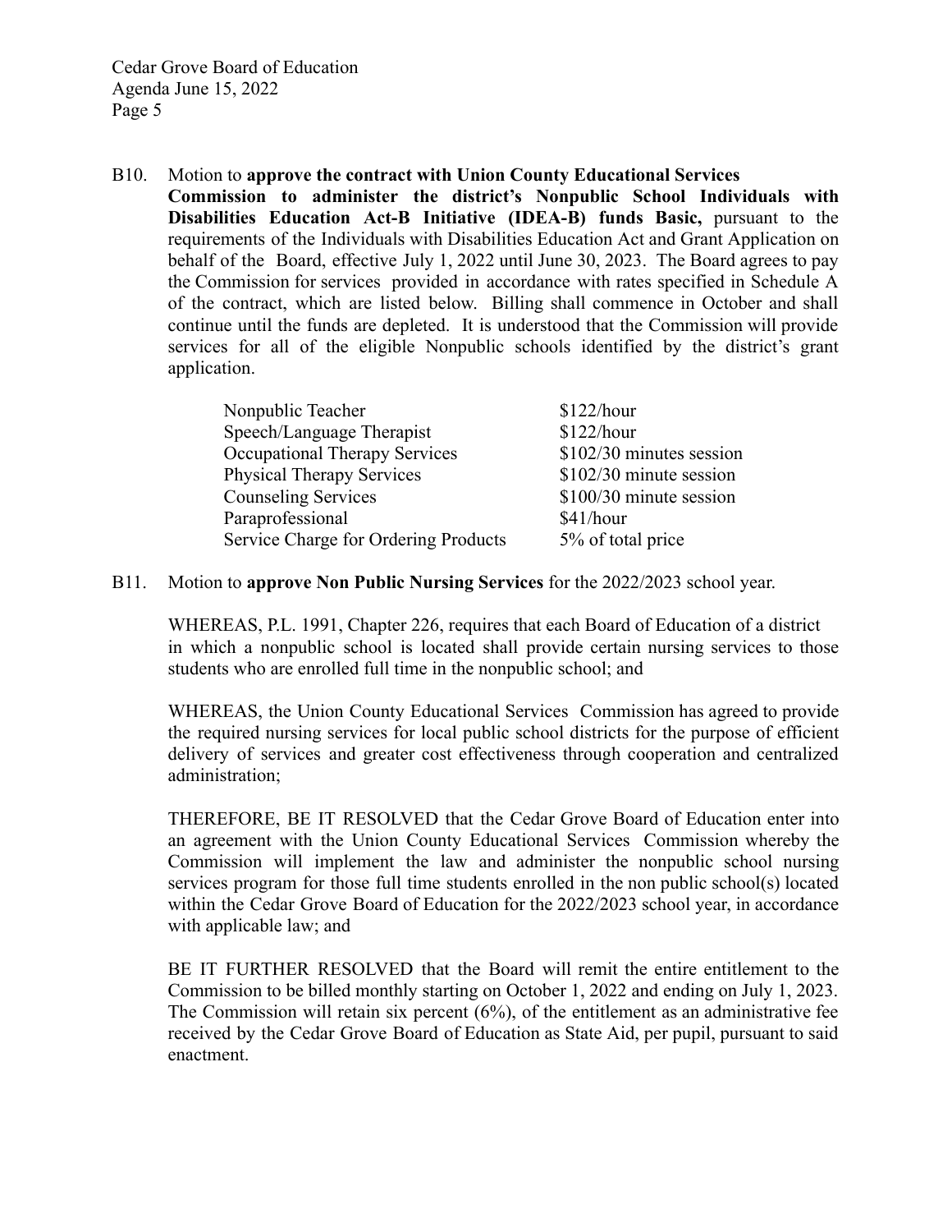B10. Motion to **approve the contract with Union County Educational Services Commission to administer the district's Nonpublic School Individuals with Disabilities Education Act-B Initiative (IDEA-B) funds Basic,** pursuant to the requirements of the Individuals with Disabilities Education Act and Grant Application on behalf of the Board, effective July 1, 2022 until June 30, 2023. The Board agrees to pay the Commission for services provided in accordance with rates specified in Schedule A of the contract, which are listed below. Billing shall commence in October and shall continue until the funds are depleted. It is understood that the Commission will provide services for all of the eligible Nonpublic schools identified by the district's grant application.

| | |
|---|---|
| Nonpublic Teacher | $122/hour |
| Speech/Language Therapist | $122/hour |
| Occupational Therapy Services | $102/30 minutes session |
| Physical Therapy Services | $102/30 minute session |
| Counseling Services | $100/30 minute session |
| Paraprofessional | $41/hour |
| Service Charge for Ordering Products | 5% of total price |

B11. Motion to **approve Non Public Nursing Services** for the 2022/2023 school year.

WHEREAS, P.L. 1991, Chapter 226, requires that each Board of Education of a district in which a nonpublic school is located shall provide certain nursing services to those students who are enrolled full time in the nonpublic school; and

WHEREAS, the Union County Educational Services Commission has agreed to provide the required nursing services for local public school districts for the purpose of efficient delivery of services and greater cost effectiveness through cooperation and centralized administration;

THEREFORE, BE IT RESOLVED that the Cedar Grove Board of Education enter into an agreement with the Union County Educational Services Commission whereby the Commission will implement the law and administer the nonpublic school nursing services program for those full time students enrolled in the non public school(s) located within the Cedar Grove Board of Education for the 2022/2023 school year, in accordance with applicable law; and

BE IT FURTHER RESOLVED that the Board will remit the entire entitlement to the Commission to be billed monthly starting on October 1, 2022 and ending on July 1, 2023. The Commission will retain six percent (6%), of the entitlement as an administrative fee received by the Cedar Grove Board of Education as State Aid, per pupil, pursuant to said enactment.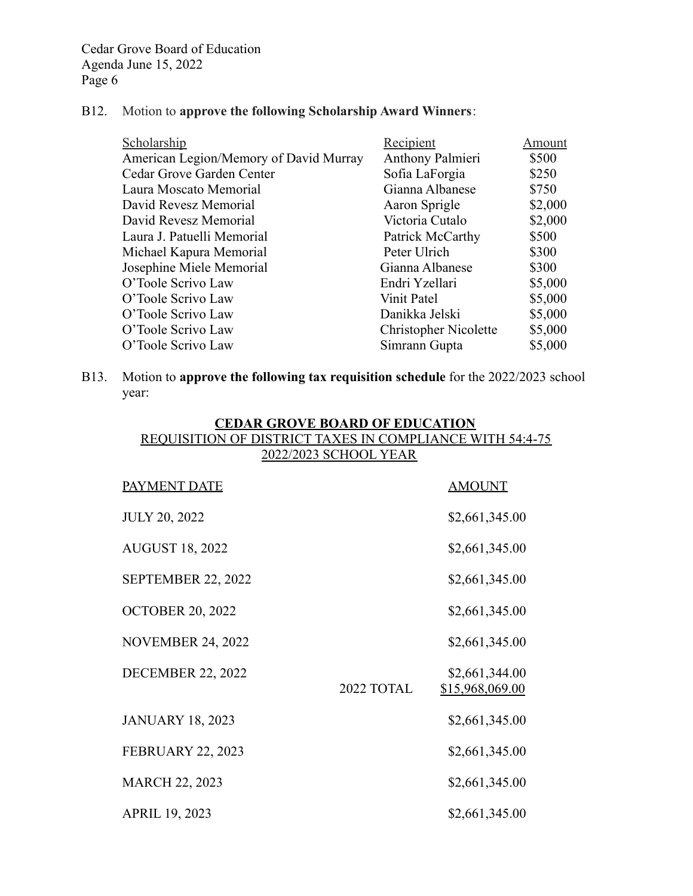B12. Motion to **approve the following Scholarship Award Winners**:

| Scholarship | Recipient | Amount |
| --- | --- | --- |
| American Legion/Memory of David Murray | Anthony Palmieri | $500 |
| Cedar Grove Garden Center | Sofia LaForgia | $250 |
| Laura Moscato Memorial | Gianna Albanese | $750 |
| David Revesz Memorial | Aaron Sprigle | $2,000 |
| David Revesz Memorial | Victoria Cutalo | $2,000 |
| Laura J. Patuelli Memorial | Patrick McCarthy | $500 |
| Michael Kapura Memorial | Peter Ulrich | $300 |
| Josephine Miele Memorial | Gianna Albanese | $300 |
| O'Toole Scrivo Law | Endri Yzellari | $5,000 |
| O'Toole Scrivo Law | Vinit Patel | $5,000 |
| O'Toole Scrivo Law | Danikka Jelski | $5,000 |
| O'Toole Scrivo Law | Christopher Nicolette | $5,000 |
| O'Toole Scrivo Law | Simrann Gupta | $5,000 |

B13. Motion to **approve the following tax requisition schedule** for the 2022/2023 school year:

**CEDAR GROVE BOARD OF EDUCATION**
REQUISITION OF DISTRICT TAXES IN COMPLIANCE WITH 54:4-75
2022/2023 SCHOOL YEAR

| PAYMENT DATE | | AMOUNT |
| --- | --- | --- |
| JULY 20, 2022 | | $2,661,345.00 |
| AUGUST 18, 2022 | | $2,661,345.00 |
| SEPTEMBER 22, 2022 | | $2,661,345.00 |
| OCTOBER 20, 2022 | | $2,661,345.00 |
| NOVEMBER 24, 2022 | | $2,661,345.00 |
| DECEMBER 22, 2022 | | $2,661,344.00 |
| | 2022 TOTAL | $15,968,069.00 |
| JANUARY 18, 2023 | | $2,661,345.00 |
| FEBRUARY 22, 2023 | | $2,661,345.00 |
| MARCH 22, 2023 | | $2,661,345.00 |
| APRIL 19, 2023 | | $2,661,345.00 |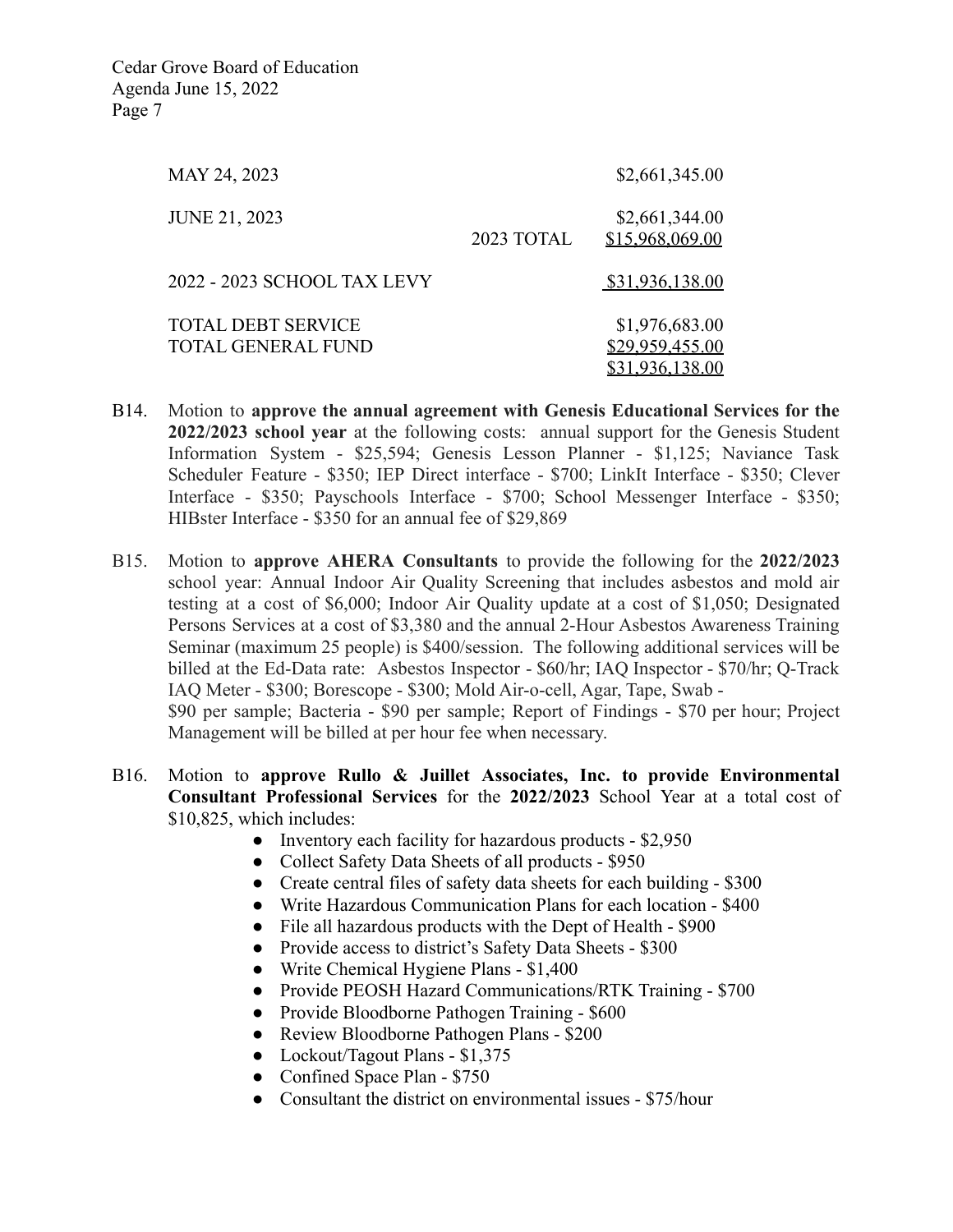| | | |
|---|---|---|
| MAY 24, 2023 | | $2,661,345.00 |
| JUNE 21, 2023 | | $2,661,344.00 |
| | 2023 TOTAL | $15,968,069.00 |
| 2022 - 2023 SCHOOL TAX LEVY | | $31,936,138.00 |
| TOTAL DEBT SERVICE | | $1,976,683.00 |
| TOTAL GENERAL FUND | | $29,959,455.00 |
| | | $31,936,138.00 |

B14. Motion to **approve the annual agreement with Genesis Educational Services for the 2022/2023 school year** at the following costs: annual support for the Genesis Student Information System - $25,594; Genesis Lesson Planner - $1,125; Naviance Task Scheduler Feature - $350; IEP Direct interface - $700; LinkIt Interface - $350; Clever Interface - $350; Payschools Interface - $700; School Messenger Interface - $350; HIBster Interface - $350 for an annual fee of $29,869

B15. Motion to **approve AHERA Consultants** to provide the following for the **2022/2023** school year: Annual Indoor Air Quality Screening that includes asbestos and mold air testing at a cost of $6,000; Indoor Air Quality update at a cost of $1,050; Designated Persons Services at a cost of $3,380 and the annual 2-Hour Asbestos Awareness Training Seminar (maximum 25 people) is $400/session. The following additional services will be billed at the Ed-Data rate: Asbestos Inspector - $60/hr; IAQ Inspector - $70/hr; Q-Track IAQ Meter - $300; Borescope - $300; Mold Air-o-cell, Agar, Tape, Swab - $90 per sample; Bacteria - $90 per sample; Report of Findings - $70 per hour; Project Management will be billed at per hour fee when necessary.

B16. Motion to **approve Rullo & Juillet Associates, Inc. to provide Environmental Consultant Professional Services** for the **2022/2023** School Year at a total cost of $10,825, which includes:

- Inventory each facility for hazardous products - $2,950
- Collect Safety Data Sheets of all products - $950
- Create central files of safety data sheets for each building - $300
- Write Hazardous Communication Plans for each location - $400
- File all hazardous products with the Dept of Health - $900
- Provide access to district's Safety Data Sheets - $300
- Write Chemical Hygiene Plans - $1,400
- Provide PEOSH Hazard Communications/RTK Training - $700
- Provide Bloodborne Pathogen Training - $600
- Review Bloodborne Pathogen Plans - $200
- Lockout/Tagout Plans - $1,375
- Confined Space Plan - $750
- Consultant the district on environmental issues - $75/hour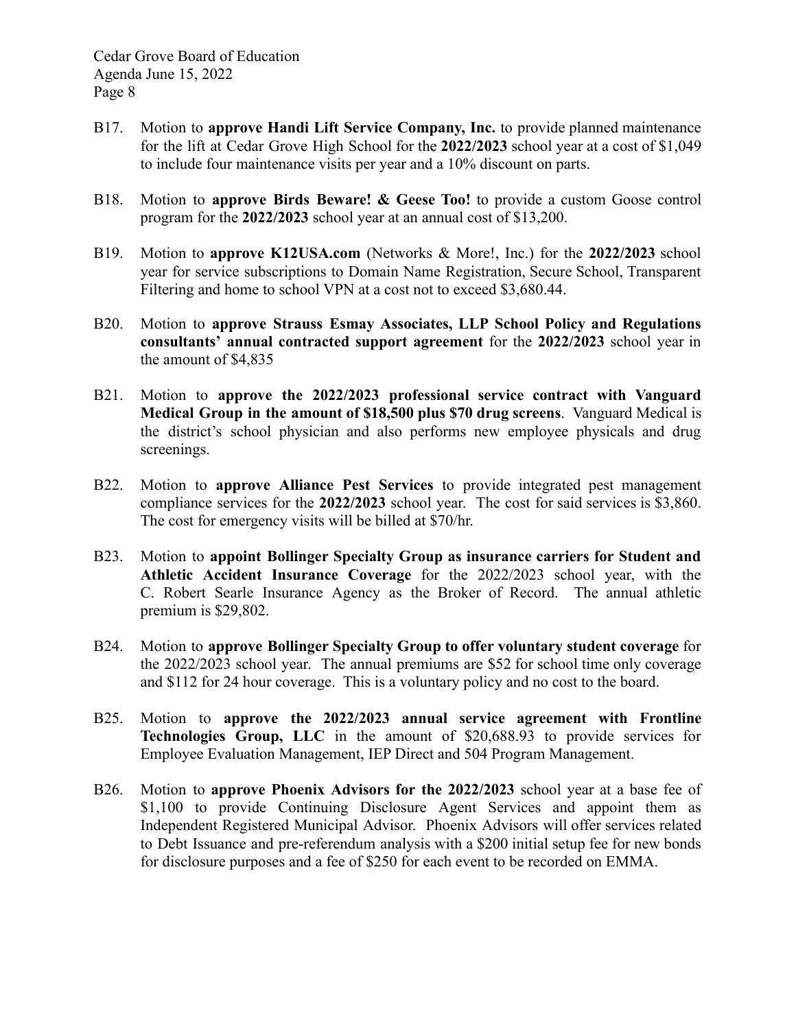B17. Motion to **approve Handi Lift Service Company, Inc.** to provide planned maintenance for the lift at Cedar Grove High School for the **2022/2023** school year at a cost of $1,049 to include four maintenance visits per year and a 10% discount on parts.

B18. Motion to **approve Birds Beware! & Geese Too!** to provide a custom Goose control program for the **2022/2023** school year at an annual cost of $13,200.

B19. Motion to **approve K12USA.com** (Networks & More!, Inc.) for the **2022/2023** school year for service subscriptions to Domain Name Registration, Secure School, Transparent Filtering and home to school VPN at a cost not to exceed $3,680.44.

B20. Motion to **approve Strauss Esmay Associates, LLP School Policy and Regulations consultants' annual contracted support agreement** for the **2022/2023** school year in the amount of $4,835

B21. Motion to **approve the 2022/2023 professional service contract with Vanguard Medical Group in the amount of $18,500 plus $70 drug screens**. Vanguard Medical is the district's school physician and also performs new employee physicals and drug screenings.

B22. Motion to **approve Alliance Pest Services** to provide integrated pest management compliance services for the **2022/2023** school year. The cost for said services is $3,860. The cost for emergency visits will be billed at $70/hr.

B23. Motion to **appoint Bollinger Specialty Group as insurance carriers for Student and Athletic Accident Insurance Coverage** for the 2022/2023 school year, with the C. Robert Searle Insurance Agency as the Broker of Record. The annual athletic premium is $29,802.

B24. Motion to **approve Bollinger Specialty Group to offer voluntary student coverage** for the 2022/2023 school year. The annual premiums are $52 for school time only coverage and $112 for 24 hour coverage. This is a voluntary policy and no cost to the board.

B25. Motion to **approve the 2022/2023 annual service agreement with Frontline Technologies Group, LLC** in the amount of $20,688.93 to provide services for Employee Evaluation Management, IEP Direct and 504 Program Management.

B26. Motion to **approve Phoenix Advisors for the 2022/2023** school year at a base fee of $1,100 to provide Continuing Disclosure Agent Services and appoint them as Independent Registered Municipal Advisor. Phoenix Advisors will offer services related to Debt Issuance and pre-referendum analysis with a $200 initial setup fee for new bonds for disclosure purposes and a fee of $250 for each event to be recorded on EMMA.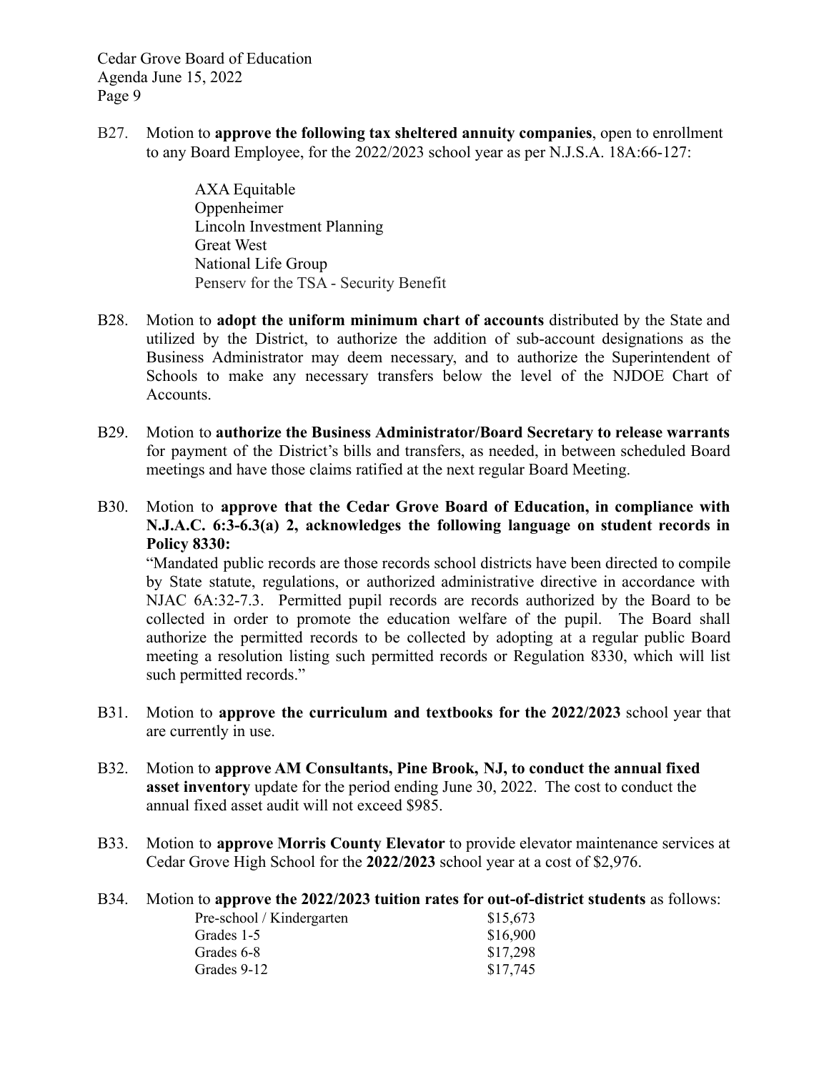B27. Motion to **approve the following tax sheltered annuity companies**, open to enrollment to any Board Employee, for the 2022/2023 school year as per N.J.S.A. 18A:66-127:

AXA Equitable
Oppenheimer
Lincoln Investment Planning
Great West
National Life Group
Penserv for the TSA - Security Benefit

B28. Motion to **adopt the uniform minimum chart of accounts** distributed by the State and utilized by the District, to authorize the addition of sub-account designations as the Business Administrator may deem necessary, and to authorize the Superintendent of Schools to make any necessary transfers below the level of the NJDOE Chart of Accounts.

B29. Motion to **authorize the Business Administrator/Board Secretary to release warrants** for payment of the District's bills and transfers, as needed, in between scheduled Board meetings and have those claims ratified at the next regular Board Meeting.

B30. Motion to **approve that the Cedar Grove Board of Education, in compliance with N.J.A.C. 6:3-6.3(a) 2, acknowledges the following language on student records in Policy 8330:**
"Mandated public records are those records school districts have been directed to compile by State statute, regulations, or authorized administrative directive in accordance with NJAC 6A:32-7.3. Permitted pupil records are records authorized by the Board to be collected in order to promote the education welfare of the pupil. The Board shall authorize the permitted records to be collected by adopting at a regular public Board meeting a resolution listing such permitted records or Regulation 8330, which will list such permitted records."

B31. Motion to **approve the curriculum and textbooks for the 2022/2023** school year that are currently in use.

B32. Motion to **approve AM Consultants, Pine Brook, NJ, to conduct the annual fixed asset inventory** update for the period ending June 30, 2022. The cost to conduct the annual fixed asset audit will not exceed $985.

B33. Motion to **approve Morris County Elevator** to provide elevator maintenance services at Cedar Grove High School for the **2022/2023** school year at a cost of $2,976.

B34. Motion to **approve the 2022/2023 tuition rates for out-of-district students** as follows:

| | |
|---|---|
| Pre-school / Kindergarten | $15,673 |
| Grades 1-5 | $16,900 |
| Grades 6-8 | $17,298 |
| Grades 9-12 | $17,745 |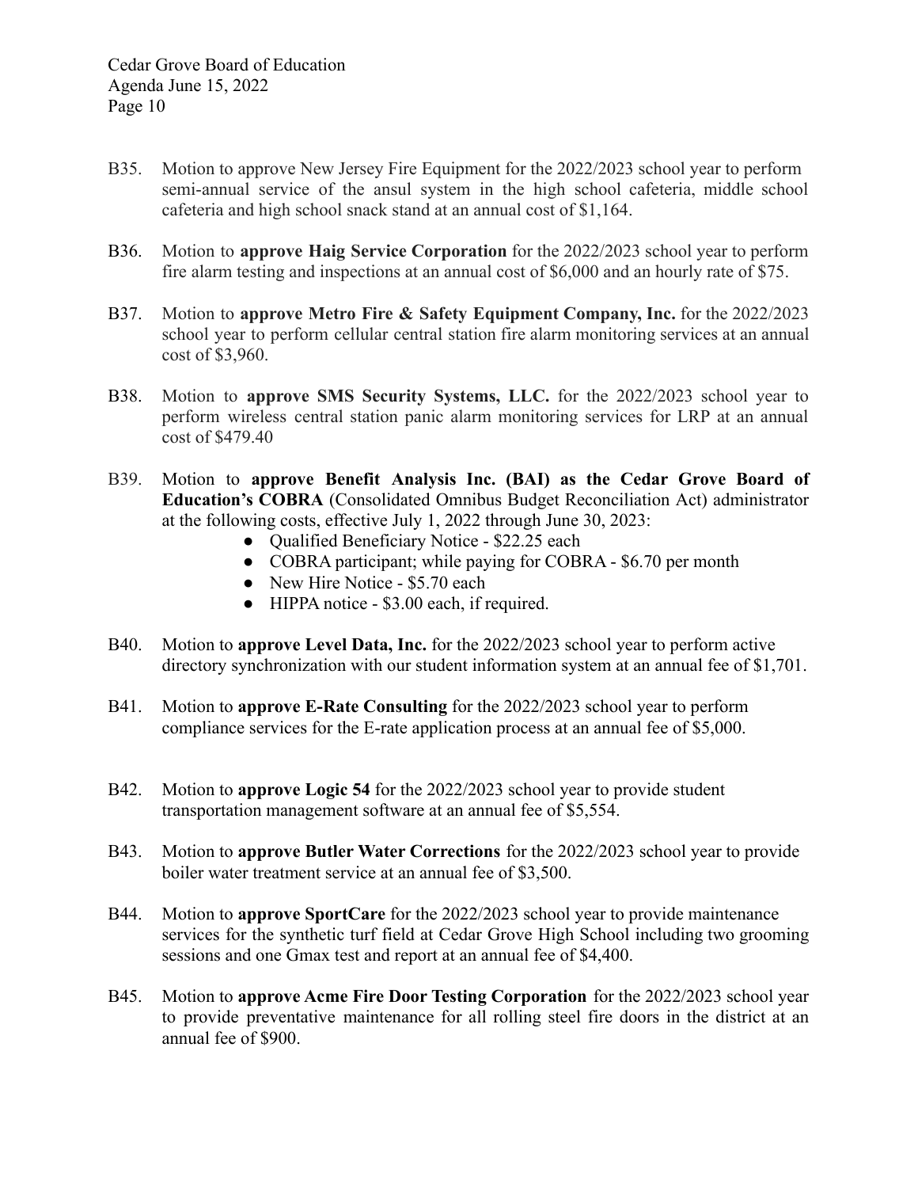B35. Motion to approve New Jersey Fire Equipment for the 2022/2023 school year to perform semi-annual service of the ansul system in the high school cafeteria, middle school cafeteria and high school snack stand at an annual cost of $1,164.

B36. Motion to **approve Haig Service Corporation** for the 2022/2023 school year to perform fire alarm testing and inspections at an annual cost of $6,000 and an hourly rate of $75.

B37. Motion to **approve Metro Fire & Safety Equipment Company, Inc.** for the 2022/2023 school year to perform cellular central station fire alarm monitoring services at an annual cost of $3,960.

B38. Motion to **approve SMS Security Systems, LLC.** for the 2022/2023 school year to perform wireless central station panic alarm monitoring services for LRP at an annual cost of $479.40

B39. Motion to **approve Benefit Analysis Inc. (BAI) as the Cedar Grove Board of Education's COBRA** (Consolidated Omnibus Budget Reconciliation Act) administrator at the following costs, effective July 1, 2022 through June 30, 2023:

- Qualified Beneficiary Notice - $22.25 each
- COBRA participant; while paying for COBRA - $6.70 per month
- New Hire Notice - $5.70 each
- HIPPA notice - $3.00 each, if required.

B40. Motion to **approve Level Data, Inc.** for the 2022/2023 school year to perform active directory synchronization with our student information system at an annual fee of $1,701.

B41. Motion to **approve E-Rate Consulting** for the 2022/2023 school year to perform compliance services for the E-rate application process at an annual fee of $5,000.

B42. Motion to **approve Logic 54** for the 2022/2023 school year to provide student transportation management software at an annual fee of $5,554.

B43. Motion to **approve Butler Water Corrections** for the 2022/2023 school year to provide boiler water treatment service at an annual fee of $3,500.

B44. Motion to **approve SportCare** for the 2022/2023 school year to provide maintenance services for the synthetic turf field at Cedar Grove High School including two grooming sessions and one Gmax test and report at an annual fee of $4,400.

B45. Motion to **approve Acme Fire Door Testing Corporation** for the 2022/2023 school year to provide preventative maintenance for all rolling steel fire doors in the district at an annual fee of $900.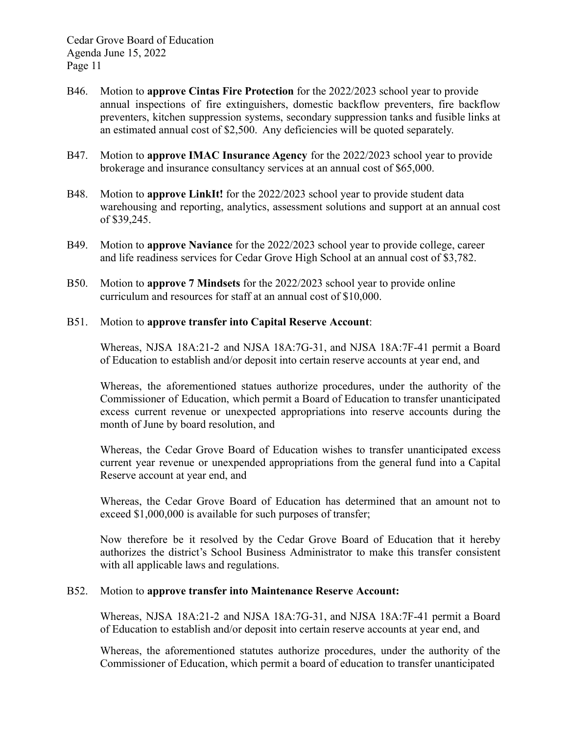B46. Motion to **approve Cintas Fire Protection** for the 2022/2023 school year to provide annual inspections of fire extinguishers, domestic backflow preventers, fire backflow preventers, kitchen suppression systems, secondary suppression tanks and fusible links at an estimated annual cost of $2,500. Any deficiencies will be quoted separately.

B47. Motion to **approve IMAC Insurance Agency** for the 2022/2023 school year to provide brokerage and insurance consultancy services at an annual cost of $65,000.

B48. Motion to **approve LinkIt!** for the 2022/2023 school year to provide student data warehousing and reporting, analytics, assessment solutions and support at an annual cost of $39,245.

B49. Motion to **approve Naviance** for the 2022/2023 school year to provide college, career and life readiness services for Cedar Grove High School at an annual cost of $3,782.

B50. Motion to **approve 7 Mindsets** for the 2022/2023 school year to provide online curriculum and resources for staff at an annual cost of $10,000.

B51. Motion to **approve transfer into Capital Reserve Account**:

Whereas, NJSA 18A:21-2 and NJSA 18A:7G-31, and NJSA 18A:7F-41 permit a Board of Education to establish and/or deposit into certain reserve accounts at year end, and

Whereas, the aforementioned statues authorize procedures, under the authority of the Commissioner of Education, which permit a Board of Education to transfer unanticipated excess current revenue or unexpected appropriations into reserve accounts during the month of June by board resolution, and

Whereas, the Cedar Grove Board of Education wishes to transfer unanticipated excess current year revenue or unexpended appropriations from the general fund into a Capital Reserve account at year end, and

Whereas, the Cedar Grove Board of Education has determined that an amount not to exceed $1,000,000 is available for such purposes of transfer;

Now therefore be it resolved by the Cedar Grove Board of Education that it hereby authorizes the district's School Business Administrator to make this transfer consistent with all applicable laws and regulations.

B52. Motion to **approve transfer into Maintenance Reserve Account:**

Whereas, NJSA 18A:21-2 and NJSA 18A:7G-31, and NJSA 18A:7F-41 permit a Board of Education to establish and/or deposit into certain reserve accounts at year end, and

Whereas, the aforementioned statutes authorize procedures, under the authority of the Commissioner of Education, which permit a board of education to transfer unanticipated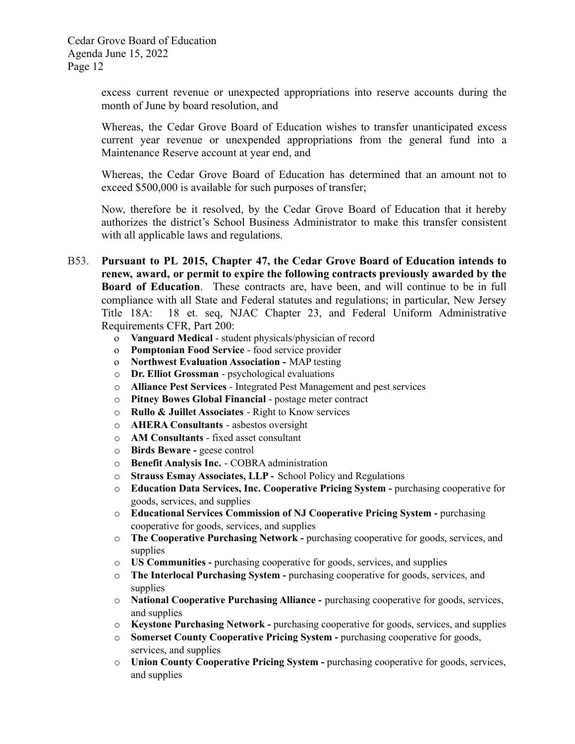excess current revenue or unexpected appropriations into reserve accounts during the month of June by board resolution, and

Whereas, the Cedar Grove Board of Education wishes to transfer unanticipated excess current year revenue or unexpended appropriations from the general fund into a Maintenance Reserve account at year end, and

Whereas, the Cedar Grove Board of Education has determined that an amount not to exceed $500,000 is available for such purposes of transfer;

Now, therefore be it resolved, by the Cedar Grove Board of Education that it hereby authorizes the district's School Business Administrator to make this transfer consistent with all applicable laws and regulations.

B53. **Pursuant to PL 2015, Chapter 47, the Cedar Grove Board of Education intends to renew, award, or permit to expire the following contracts previously awarded by the Board of Education**. These contracts are, have been, and will continue to be in full compliance with all State and Federal statutes and regulations; in particular, New Jersey Title 18A: 18 et. seq, NJAC Chapter 23, and Federal Uniform Administrative Requirements CFR, Part 200:

- **Vanguard Medical** - student physicals/physician of record
- **Pomptonian Food Service** - food service provider
- **Northwest Evaluation Association -** MAP testing
- **Dr. Elliot Grossman** - psychological evaluations
- **Alliance Pest Services** - Integrated Pest Management and pest services
- **Pitney Bowes Global Financial** - postage meter contract
- **Rullo & Juillet Associates** - Right to Know services
- **AHERA Consultants** - asbestos oversight
- **AM Consultants** - fixed asset consultant
- **Birds Beware -** geese control
- **Benefit Analysis Inc.** - COBRA administration
- **Strauss Esmay Associates, LLP -** School Policy and Regulations
- **Education Data Services, Inc. Cooperative Pricing System -** purchasing cooperative for goods, services, and supplies
- **Educational Services Commission of NJ Cooperative Pricing System -** purchasing cooperative for goods, services, and supplies
- **The Cooperative Purchasing Network -** purchasing cooperative for goods, services, and supplies
- **US Communities -** purchasing cooperative for goods, services, and supplies
- **The Interlocal Purchasing System -** purchasing cooperative for goods, services, and supplies
- **National Cooperative Purchasing Alliance -** purchasing cooperative for goods, services, and supplies
- **Keystone Purchasing Network -** purchasing cooperative for goods, services, and supplies
- **Somerset County Cooperative Pricing System -** purchasing cooperative for goods, services, and supplies
- **Union County Cooperative Pricing System -** purchasing cooperative for goods, services, and supplies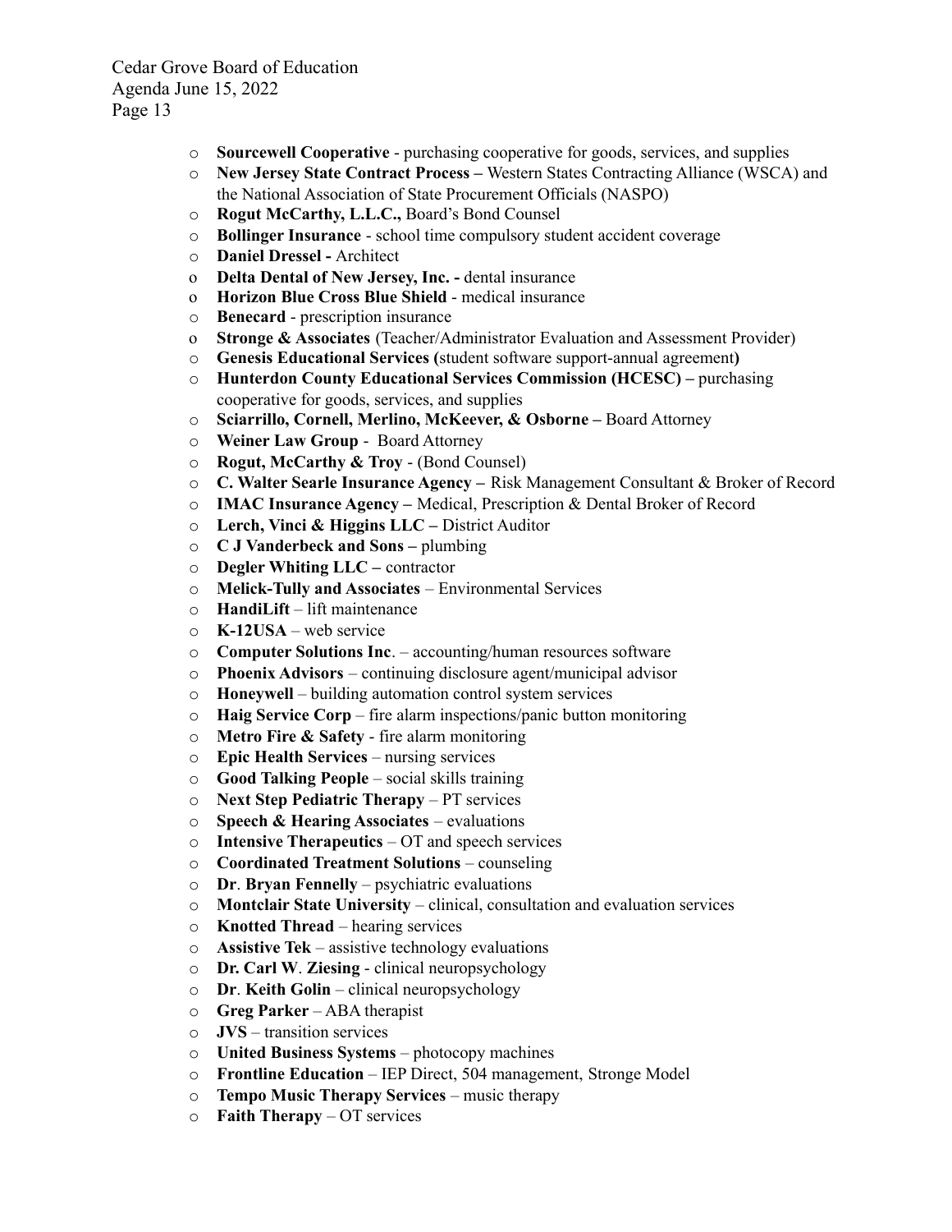- **Sourcewell Cooperative** - purchasing cooperative for goods, services, and supplies
- **New Jersey State Contract Process –** Western States Contracting Alliance (WSCA) and the National Association of State Procurement Officials (NASPO)
- **Rogut McCarthy, L.L.C.,** Board's Bond Counsel
- **Bollinger Insurance** - school time compulsory student accident coverage
- **Daniel Dressel -** Architect
- **Delta Dental of New Jersey, Inc. -** dental insurance
- **Horizon Blue Cross Blue Shield** - medical insurance
- **Benecard** - prescription insurance
- **Stronge & Associates** (Teacher/Administrator Evaluation and Assessment Provider)
- **Genesis Educational Services (**student software support-annual agreement**)**
- **Hunterdon County Educational Services Commission (HCESC) –** purchasing cooperative for goods, services, and supplies
- **Sciarrillo, Cornell, Merlino, McKeever, & Osborne –** Board Attorney
- **Weiner Law Group** - Board Attorney
- **Rogut, McCarthy & Troy** - (Bond Counsel)
- **C. Walter Searle Insurance Agency –** Risk Management Consultant & Broker of Record
- **IMAC Insurance Agency –** Medical, Prescription & Dental Broker of Record
- **Lerch, Vinci & Higgins LLC –** District Auditor
- **C J Vanderbeck and Sons –** plumbing
- **Degler Whiting LLC –** contractor
- **Melick-Tully and Associates** – Environmental Services
- **HandiLift** – lift maintenance
- **K-12USA** – web service
- **Computer Solutions Inc**. – accounting/human resources software
- **Phoenix Advisors** – continuing disclosure agent/municipal advisor
- **Honeywell** – building automation control system services
- **Haig Service Corp** – fire alarm inspections/panic button monitoring
- **Metro Fire & Safety** - fire alarm monitoring
- **Epic Health Services** – nursing services
- **Good Talking People** – social skills training
- **Next Step Pediatric Therapy** – PT services
- **Speech & Hearing Associates** – evaluations
- **Intensive Therapeutics** – OT and speech services
- **Coordinated Treatment Solutions** – counseling
- **Dr**. **Bryan Fennelly** – psychiatric evaluations
- **Montclair State University** – clinical, consultation and evaluation services
- **Knotted Thread** – hearing services
- **Assistive Tek** – assistive technology evaluations
- **Dr. Carl W**. **Ziesing** - clinical neuropsychology
- **Dr**. **Keith Golin** – clinical neuropsychology
- **Greg Parker** – ABA therapist
- **JVS** – transition services
- **United Business Systems** – photocopy machines
- **Frontline Education** – IEP Direct, 504 management, Stronge Model
- **Tempo Music Therapy Services** – music therapy
- **Faith Therapy** – OT services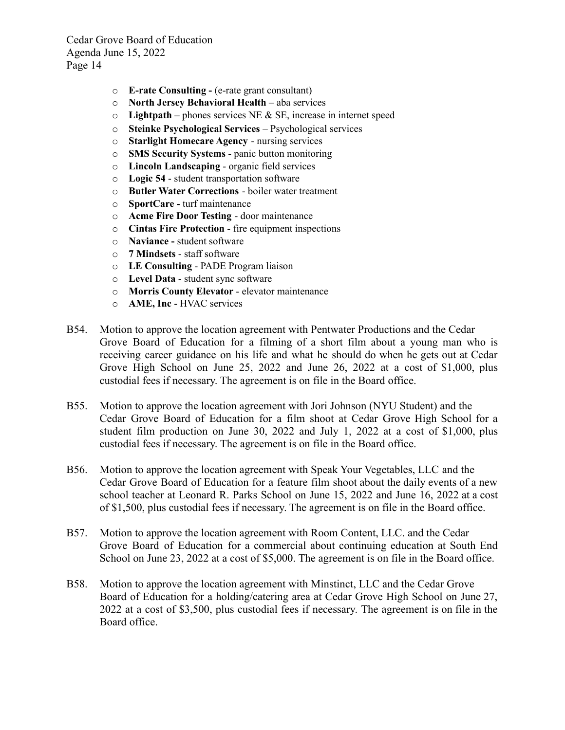- **E-rate Consulting -** (e-rate grant consultant)
- **North Jersey Behavioral Health** – aba services
- **Lightpath** – phones services NE & SE, increase in internet speed
- **Steinke Psychological Services** – Psychological services
- **Starlight Homecare Agency** - nursing services
- **SMS Security Systems** - panic button monitoring
- **Lincoln Landscaping** - organic field services
- **Logic 54** - student transportation software
- **Butler Water Corrections** - boiler water treatment
- **SportCare -** turf maintenance
- **Acme Fire Door Testing** - door maintenance
- **Cintas Fire Protection** - fire equipment inspections
- **Naviance -** student software
- **7 Mindsets** - staff software
- **LE Consulting** - PADE Program liaison
- **Level Data** - student sync software
- **Morris County Elevator** - elevator maintenance
- **AME, Inc** - HVAC services

B54. Motion to approve the location agreement with Pentwater Productions and the Cedar Grove Board of Education for a filming of a short film about a young man who is receiving career guidance on his life and what he should do when he gets out at Cedar Grove High School on June 25, 2022 and June 26, 2022 at a cost of $1,000, plus custodial fees if necessary. The agreement is on file in the Board office.

B55. Motion to approve the location agreement with Jori Johnson (NYU Student) and the Cedar Grove Board of Education for a film shoot at Cedar Grove High School for a student film production on June 30, 2022 and July 1, 2022 at a cost of $1,000, plus custodial fees if necessary. The agreement is on file in the Board office.

B56. Motion to approve the location agreement with Speak Your Vegetables, LLC and the Cedar Grove Board of Education for a feature film shoot about the daily events of a new school teacher at Leonard R. Parks School on June 15, 2022 and June 16, 2022 at a cost of $1,500, plus custodial fees if necessary. The agreement is on file in the Board office.

B57. Motion to approve the location agreement with Room Content, LLC. and the Cedar Grove Board of Education for a commercial about continuing education at South End School on June 23, 2022 at a cost of $5,000. The agreement is on file in the Board office.

B58. Motion to approve the location agreement with Minstinct, LLC and the Cedar Grove Board of Education for a holding/catering area at Cedar Grove High School on June 27, 2022 at a cost of $3,500, plus custodial fees if necessary. The agreement is on file in the Board office.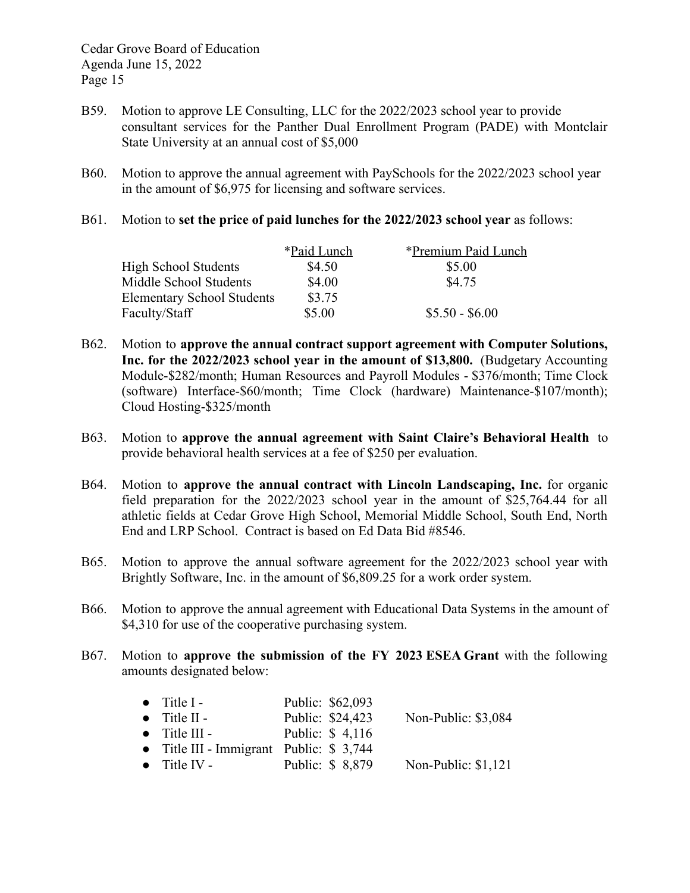B59. Motion to approve LE Consulting, LLC for the 2022/2023 school year to provide consultant services for the Panther Dual Enrollment Program (PADE) with Montclair State University at an annual cost of $5,000

B60. Motion to approve the annual agreement with PaySchools for the 2022/2023 school year in the amount of $6,975 for licensing and software services.

B61. Motion to **set the price of paid lunches for the 2022/2023 school year** as follows:

| | *Paid Lunch | *Premium Paid Lunch |
|---|---|---|
| High School Students | $4.50 | $5.00 |
| Middle School Students | $4.00 | $4.75 |
| Elementary School Students | $3.75 | |
| Faculty/Staff | $5.00 | $5.50 - $6.00 |

B62. Motion to **approve the annual contract support agreement with Computer Solutions, Inc. for the 2022/2023 school year in the amount of $13,800.** (Budgetary Accounting Module-$282/month; Human Resources and Payroll Modules - $376/month; Time Clock (software) Interface-$60/month; Time Clock (hardware) Maintenance-$107/month); Cloud Hosting-$325/month

B63. Motion to **approve the annual agreement with Saint Claire's Behavioral Health** to provide behavioral health services at a fee of $250 per evaluation.

B64. Motion to **approve the annual contract with Lincoln Landscaping, Inc.** for organic field preparation for the 2022/2023 school year in the amount of $25,764.44 for all athletic fields at Cedar Grove High School, Memorial Middle School, South End, North End and LRP School. Contract is based on Ed Data Bid #8546.

B65. Motion to approve the annual software agreement for the 2022/2023 school year with Brightly Software, Inc. in the amount of $6,809.25 for a work order system.

B66. Motion to approve the annual agreement with Educational Data Systems in the amount of $4,310 for use of the cooperative purchasing system.

B67. Motion to **approve the submission of the FY 2023 ESEA Grant** with the following amounts designated below:

- Title I - Public: $62,093
- Title II - Public: $24,423 Non-Public: $3,084
- Title III - Public: $ 4,116
- Title III - Immigrant Public: $ 3,744
- Title IV - Public: $ 8,879 Non-Public: $1,121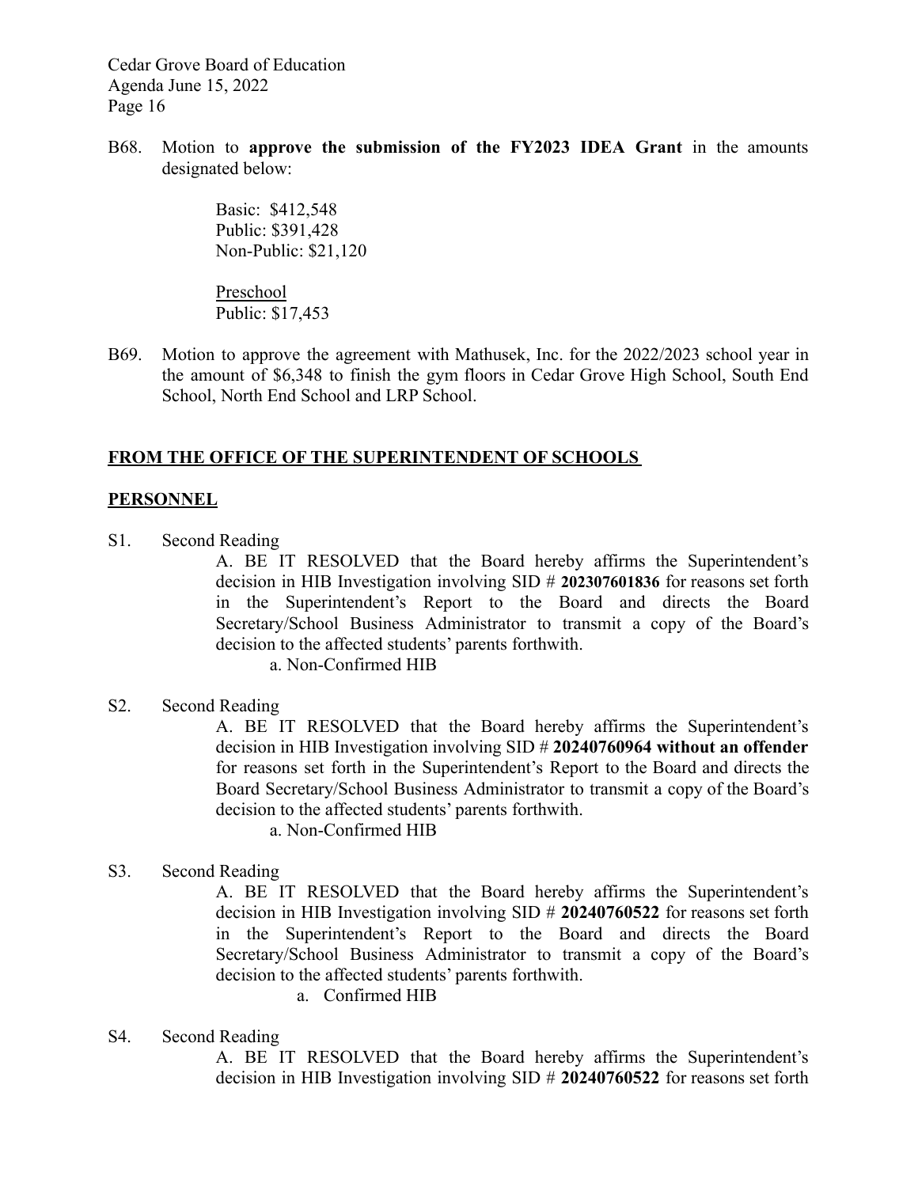B68. Motion to **approve the submission of the FY2023 IDEA Grant** in the amounts designated below:

Basic: $412,548
Public: $391,428
Non-Public: $21,120

<u>Preschool</u>
Public: $17,453

B69. Motion to approve the agreement with Mathusek, Inc. for the 2022/2023 school year in the amount of $6,348 to finish the gym floors in Cedar Grove High School, South End School, North End School and LRP School.

## <u>FROM THE OFFICE OF THE SUPERINTENDENT OF SCHOOLS</u>

## <u>PERSONNEL</u>

S1. Second Reading

A. BE IT RESOLVED that the Board hereby affirms the Superintendent's decision in HIB Investigation involving SID # **202307601836** for reasons set forth in the Superintendent's Report to the Board and directs the Board Secretary/School Business Administrator to transmit a copy of the Board's decision to the affected students' parents forthwith.

a. Non-Confirmed HIB

S2. Second Reading

A. BE IT RESOLVED that the Board hereby affirms the Superintendent's decision in HIB Investigation involving SID # **20240760964 without an offender** for reasons set forth in the Superintendent's Report to the Board and directs the Board Secretary/School Business Administrator to transmit a copy of the Board's decision to the affected students' parents forthwith.

a. Non-Confirmed HIB

S3. Second Reading

A. BE IT RESOLVED that the Board hereby affirms the Superintendent's decision in HIB Investigation involving SID # **20240760522** for reasons set forth in the Superintendent's Report to the Board and directs the Board Secretary/School Business Administrator to transmit a copy of the Board's decision to the affected students' parents forthwith.

a. Confirmed HIB

S4. Second Reading

A. BE IT RESOLVED that the Board hereby affirms the Superintendent's decision in HIB Investigation involving SID # **20240760522** for reasons set forth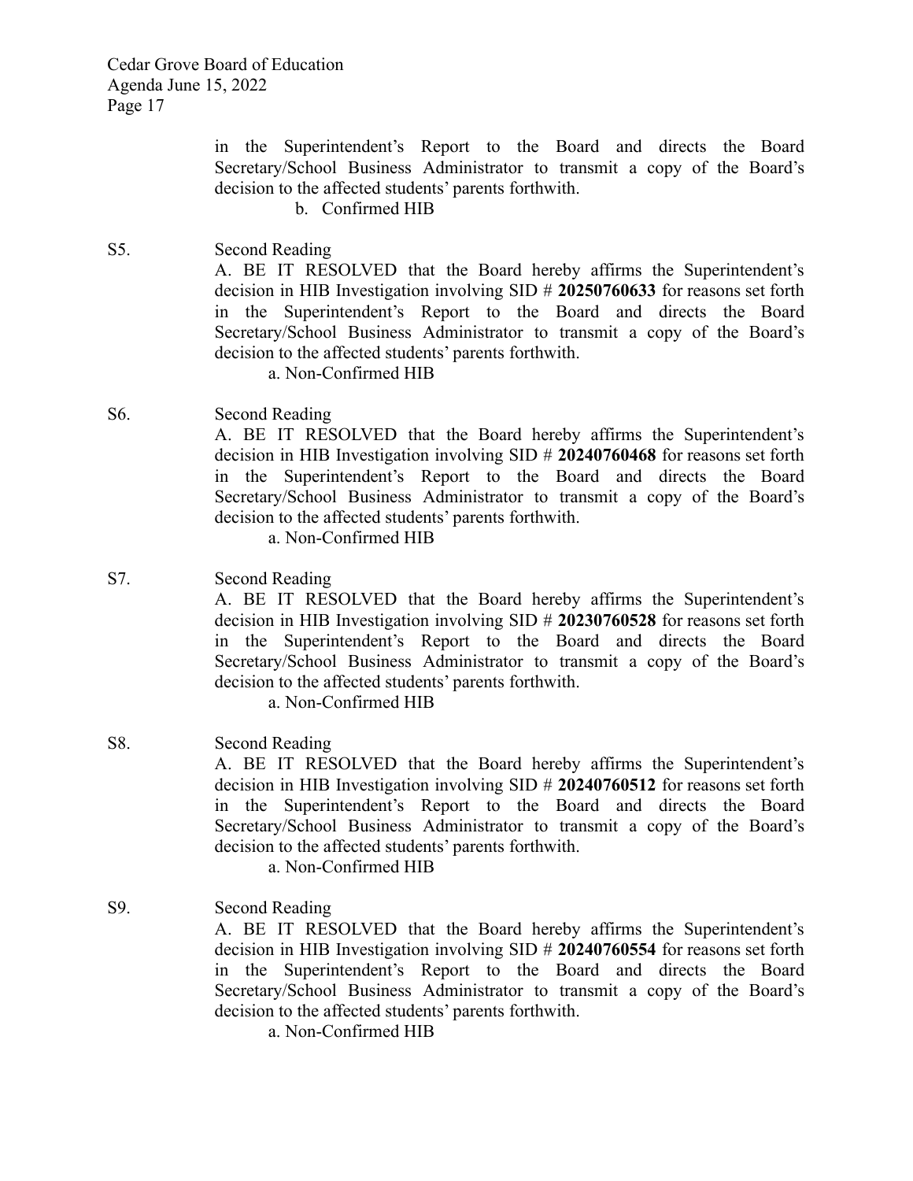in the Superintendent's Report to the Board and directs the Board Secretary/School Business Administrator to transmit a copy of the Board's decision to the affected students' parents forthwith.

b. Confirmed HIB

S5. Second Reading

A. BE IT RESOLVED that the Board hereby affirms the Superintendent's decision in HIB Investigation involving SID # **20250760633** for reasons set forth in the Superintendent's Report to the Board and directs the Board Secretary/School Business Administrator to transmit a copy of the Board's decision to the affected students' parents forthwith.

a. Non-Confirmed HIB

S6. Second Reading

A. BE IT RESOLVED that the Board hereby affirms the Superintendent's decision in HIB Investigation involving SID # **20240760468** for reasons set forth in the Superintendent's Report to the Board and directs the Board Secretary/School Business Administrator to transmit a copy of the Board's decision to the affected students' parents forthwith.

a. Non-Confirmed HIB

S7. Second Reading

A. BE IT RESOLVED that the Board hereby affirms the Superintendent's decision in HIB Investigation involving SID # **20230760528** for reasons set forth in the Superintendent's Report to the Board and directs the Board Secretary/School Business Administrator to transmit a copy of the Board's decision to the affected students' parents forthwith.

a. Non-Confirmed HIB

S8. Second Reading

A. BE IT RESOLVED that the Board hereby affirms the Superintendent's decision in HIB Investigation involving SID # **20240760512** for reasons set forth in the Superintendent's Report to the Board and directs the Board Secretary/School Business Administrator to transmit a copy of the Board's decision to the affected students' parents forthwith.

a. Non-Confirmed HIB

S9. Second Reading

A. BE IT RESOLVED that the Board hereby affirms the Superintendent's decision in HIB Investigation involving SID # **20240760554** for reasons set forth in the Superintendent's Report to the Board and directs the Board Secretary/School Business Administrator to transmit a copy of the Board's decision to the affected students' parents forthwith.

a. Non-Confirmed HIB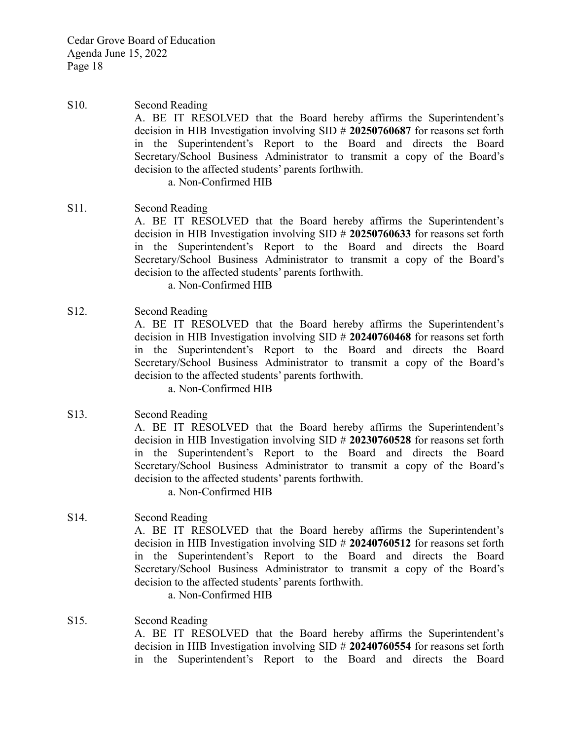S10. Second Reading

A. BE IT RESOLVED that the Board hereby affirms the Superintendent's decision in HIB Investigation involving SID # **20250760687** for reasons set forth in the Superintendent's Report to the Board and directs the Board Secretary/School Business Administrator to transmit a copy of the Board's decision to the affected students' parents forthwith.

a. Non-Confirmed HIB

S11. Second Reading

A. BE IT RESOLVED that the Board hereby affirms the Superintendent's decision in HIB Investigation involving SID # **20250760633** for reasons set forth in the Superintendent's Report to the Board and directs the Board Secretary/School Business Administrator to transmit a copy of the Board's decision to the affected students' parents forthwith.

a. Non-Confirmed HIB

S12. Second Reading

A. BE IT RESOLVED that the Board hereby affirms the Superintendent's decision in HIB Investigation involving SID # **20240760468** for reasons set forth in the Superintendent's Report to the Board and directs the Board Secretary/School Business Administrator to transmit a copy of the Board's decision to the affected students' parents forthwith.

a. Non-Confirmed HIB

S13. Second Reading

A. BE IT RESOLVED that the Board hereby affirms the Superintendent's decision in HIB Investigation involving SID # **20230760528** for reasons set forth in the Superintendent's Report to the Board and directs the Board Secretary/School Business Administrator to transmit a copy of the Board's decision to the affected students' parents forthwith.

a. Non-Confirmed HIB

S14. Second Reading

A. BE IT RESOLVED that the Board hereby affirms the Superintendent's decision in HIB Investigation involving SID # **20240760512** for reasons set forth in the Superintendent's Report to the Board and directs the Board Secretary/School Business Administrator to transmit a copy of the Board's decision to the affected students' parents forthwith.

a. Non-Confirmed HIB

S15. Second Reading

A. BE IT RESOLVED that the Board hereby affirms the Superintendent's decision in HIB Investigation involving SID # **20240760554** for reasons set forth in the Superintendent's Report to the Board and directs the Board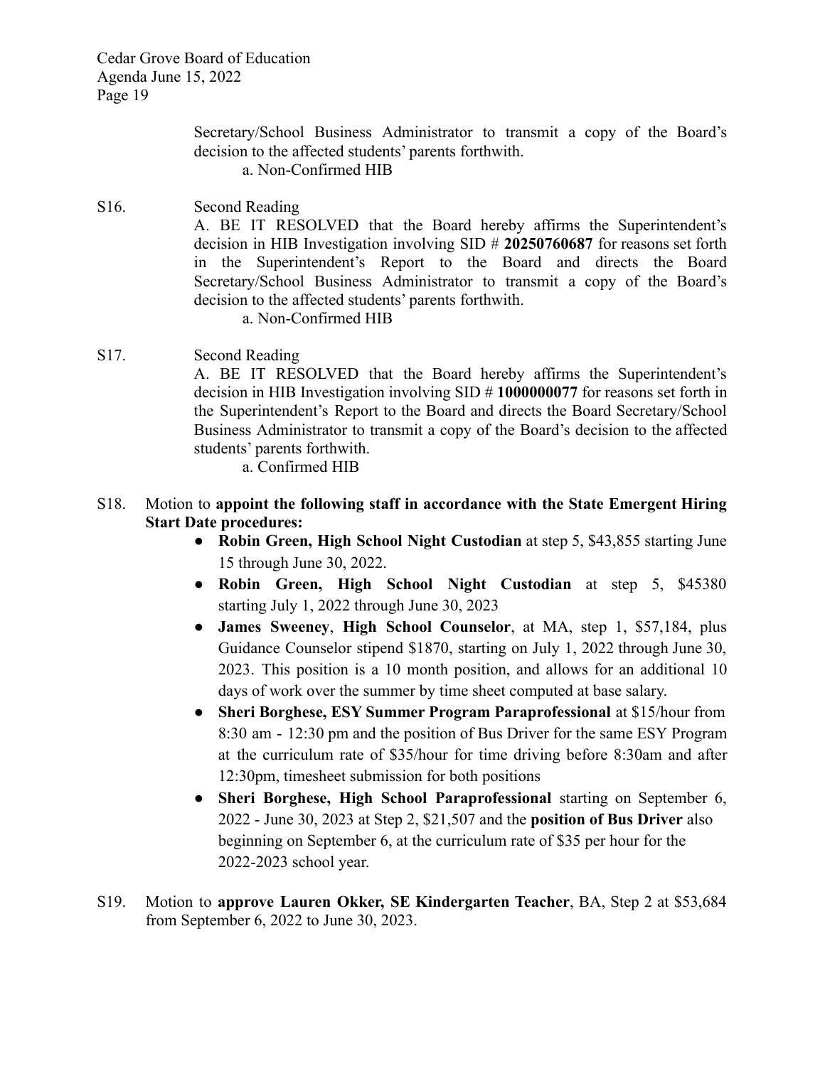Secretary/School Business Administrator to transmit a copy of the Board's decision to the affected students' parents forthwith.

a. Non-Confirmed HIB

S16. Second Reading

A. BE IT RESOLVED that the Board hereby affirms the Superintendent's decision in HIB Investigation involving SID # **20250760687** for reasons set forth in the Superintendent's Report to the Board and directs the Board Secretary/School Business Administrator to transmit a copy of the Board's decision to the affected students' parents forthwith.

a. Non-Confirmed HIB

S17. Second Reading

A. BE IT RESOLVED that the Board hereby affirms the Superintendent's decision in HIB Investigation involving SID # **1000000077** for reasons set forth in the Superintendent's Report to the Board and directs the Board Secretary/School Business Administrator to transmit a copy of the Board's decision to the affected students' parents forthwith.

a. Confirmed HIB

S18. Motion to **appoint the following staff in accordance with the State Emergent Hiring Start Date procedures:**

- **Robin Green, High School Night Custodian** at step 5, $43,855 starting June 15 through June 30, 2022.
- **Robin Green, High School Night Custodian** at step 5, $45380 starting July 1, 2022 through June 30, 2023
- **James Sweeney**, **High School Counselor**, at MA, step 1, $57,184, plus Guidance Counselor stipend $1870, starting on July 1, 2022 through June 30, 2023. This position is a 10 month position, and allows for an additional 10 days of work over the summer by time sheet computed at base salary.
- **Sheri Borghese, ESY Summer Program Paraprofessional** at $15/hour from 8:30 am - 12:30 pm and the position of Bus Driver for the same ESY Program at the curriculum rate of $35/hour for time driving before 8:30am and after 12:30pm, timesheet submission for both positions
- **Sheri Borghese, High School Paraprofessional** starting on September 6, 2022 - June 30, 2023 at Step 2, $21,507 and the **position of Bus Driver** also beginning on September 6, at the curriculum rate of $35 per hour for the 2022-2023 school year.

S19. Motion to **approve Lauren Okker, SE Kindergarten Teacher**, BA, Step 2 at $53,684 from September 6, 2022 to June 30, 2023.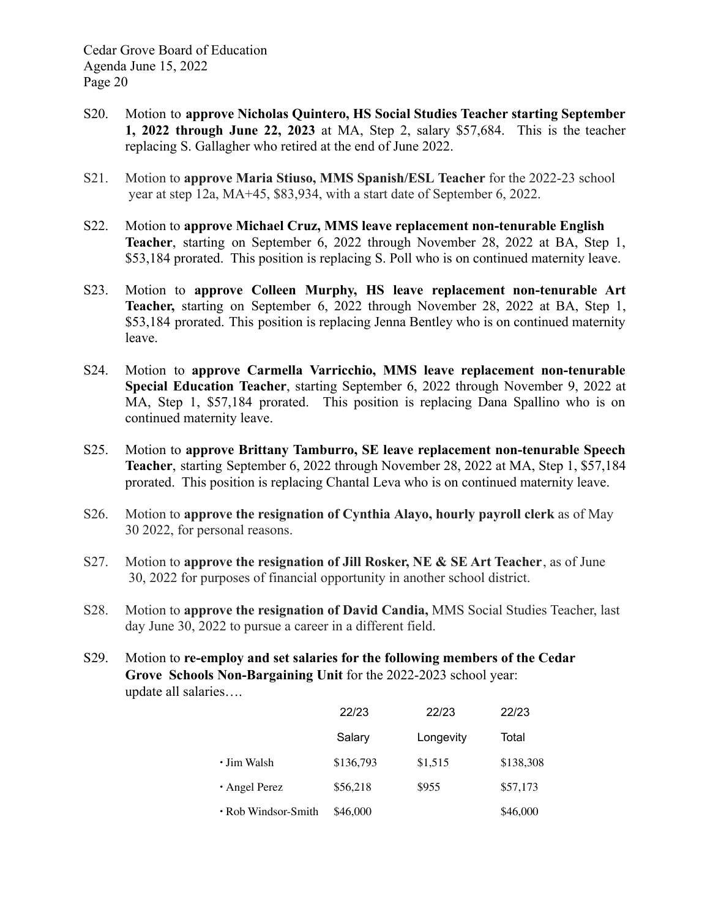S20. Motion to **approve Nicholas Quintero, HS Social Studies Teacher starting September 1, 2022 through June 22, 2023** at MA, Step 2, salary $57,684. This is the teacher replacing S. Gallagher who retired at the end of June 2022.

S21. Motion to **approve Maria Stiuso, MMS Spanish/ESL Teacher** for the 2022-23 school year at step 12a, MA+45, $83,934, with a start date of September 6, 2022.

S22. Motion to **approve Michael Cruz, MMS leave replacement non-tenurable English Teacher**, starting on September 6, 2022 through November 28, 2022 at BA, Step 1, $53,184 prorated. This position is replacing S. Poll who is on continued maternity leave.

S23. Motion to **approve Colleen Murphy, HS leave replacement non-tenurable Art Teacher,** starting on September 6, 2022 through November 28, 2022 at BA, Step 1, $53,184 prorated. This position is replacing Jenna Bentley who is on continued maternity leave.

S24. Motion to **approve Carmella Varricchio, MMS leave replacement non-tenurable Special Education Teacher**, starting September 6, 2022 through November 9, 2022 at MA, Step 1, $57,184 prorated. This position is replacing Dana Spallino who is on continued maternity leave.

S25. Motion to **approve Brittany Tamburro, SE leave replacement non-tenurable Speech Teacher**, starting September 6, 2022 through November 28, 2022 at MA, Step 1, $57,184 prorated. This position is replacing Chantal Leva who is on continued maternity leave.

S26. Motion to **approve the resignation of Cynthia Alayo, hourly payroll clerk** as of May 30 2022, for personal reasons.

S27. Motion to **approve the resignation of Jill Rosker, NE & SE Art Teacher**, as of June 30, 2022 for purposes of financial opportunity in another school district.

S28. Motion to **approve the resignation of David Candia,** MMS Social Studies Teacher, last day June 30, 2022 to pursue a career in a different field.

S29. Motion to **re-employ and set salaries for the following members of the Cedar Grove Schools Non-Bargaining Unit** for the 2022-2023 school year: update all salaries….

| | 22/23 Salary | 22/23 Longevity | 22/23 Total |
|---|---|---|---|
| • Jim Walsh | $136,793 | $1,515 | $138,308 |
| • Angel Perez | $56,218 | $955 | $57,173 |
| • Rob Windsor-Smith | $46,000 | | $46,000 |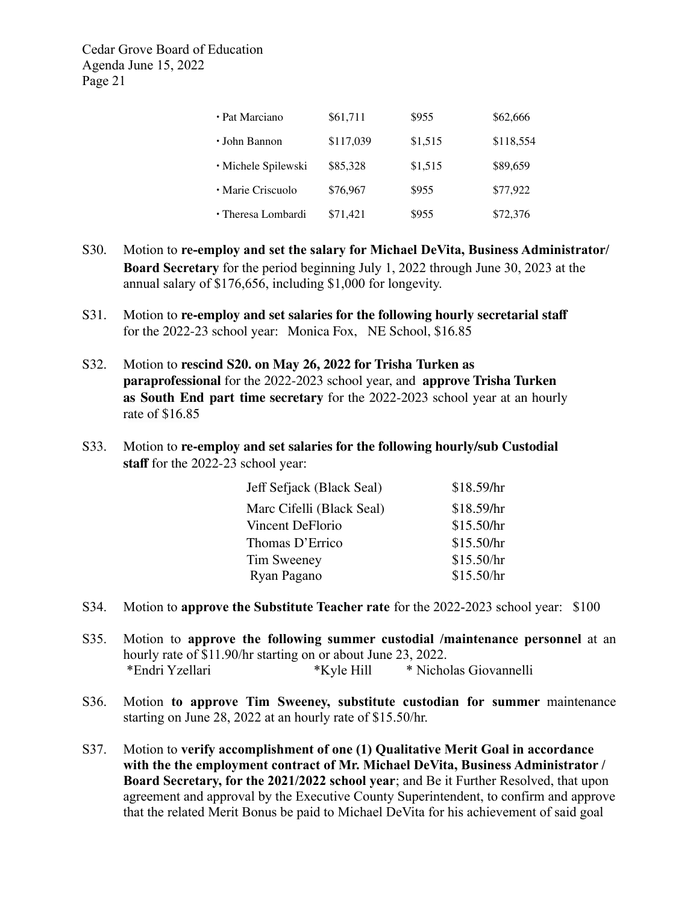| | | | |
|---|---|---|---|
| • Pat Marciano | $61,711 | $955 | $62,666 |
| • John Bannon | $117,039 | $1,515 | $118,554 |
| • Michele Spilewski | $85,328 | $1,515 | $89,659 |
| • Marie Criscuolo | $76,967 | $955 | $77,922 |
| • Theresa Lombardi | $71,421 | $955 | $72,376 |

S30. Motion to **re-employ and set the salary for Michael DeVita, Business Administrator/ Board Secretary** for the period beginning July 1, 2022 through June 30, 2023 at the annual salary of $176,656, including $1,000 for longevity.

S31. Motion to **re-employ and set salaries for the following hourly secretarial staff** for the 2022-23 school year: Monica Fox, NE School, $16.85

S32. Motion to **rescind S20. on May 26, 2022 for Trisha Turken as paraprofessional** for the 2022-2023 school year, and **approve Trisha Turken as South End part time secretary** for the 2022-2023 school year at an hourly rate of $16.85

S33. Motion to **re-employ and set salaries for the following hourly/sub Custodial staff** for the 2022-23 school year:

| | |
|---|---|
| Jeff Sefjack (Black Seal) | $18.59/hr |
| Marc Cifelli (Black Seal) | $18.59/hr |
| Vincent DeFlorio | $15.50/hr |
| Thomas D'Errico | $15.50/hr |
| Tim Sweeney | $15.50/hr |
| Ryan Pagano | $15.50/hr |

S34. Motion to **approve the Substitute Teacher rate** for the 2022-2023 school year: $100

S35. Motion to **approve the following summer custodial /maintenance personnel** at an hourly rate of $11.90/hr starting on or about June 23, 2022.
*Endri Yzellari *Kyle Hill * Nicholas Giovannelli

S36. Motion **to approve Tim Sweeney, substitute custodian for summer** maintenance starting on June 28, 2022 at an hourly rate of $15.50/hr.

S37. Motion to **verify accomplishment of one (1) Qualitative Merit Goal in accordance with the the employment contract of Mr. Michael DeVita, Business Administrator / Board Secretary, for the 2021/2022 school year**; and Be it Further Resolved, that upon agreement and approval by the Executive County Superintendent, to confirm and approve that the related Merit Bonus be paid to Michael DeVita for his achievement of said goal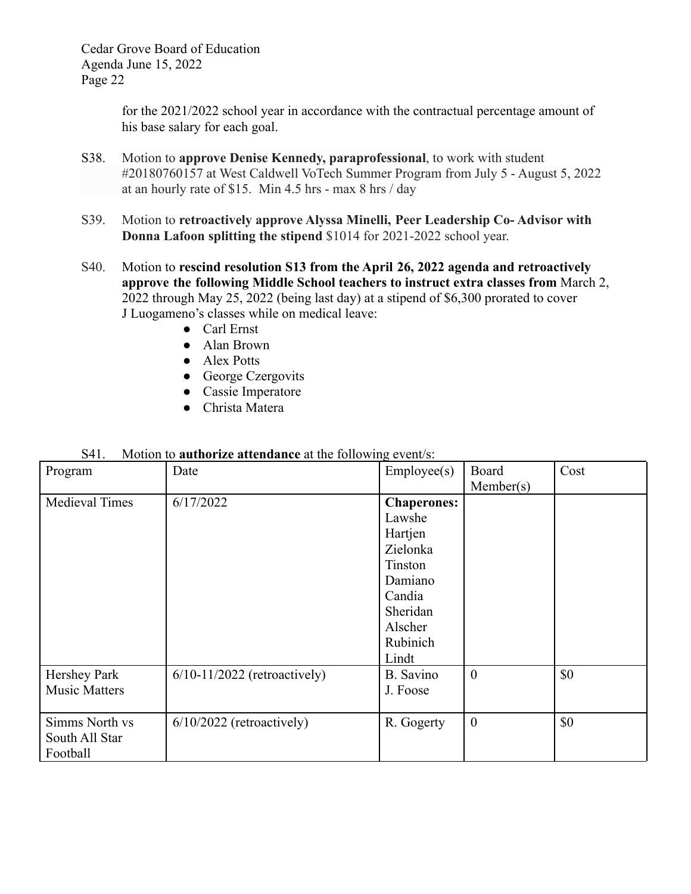for the 2021/2022 school year in accordance with the contractual percentage amount of his base salary for each goal.

S38. Motion to **approve Denise Kennedy, paraprofessional**, to work with student #20180760157 at West Caldwell VoTech Summer Program from July 5 - August 5, 2022 at an hourly rate of $15. Min 4.5 hrs - max 8 hrs / day

S39. Motion to **retroactively approve Alyssa Minelli, Peer Leadership Co- Advisor with Donna Lafoon splitting the stipend** $1014 for 2021-2022 school year.

S40. Motion to **rescind resolution S13 from the April 26, 2022 agenda and retroactively approve the following Middle School teachers to instruct extra classes from** March 2, 2022 through May 25, 2022 (being last day) at a stipend of $6,300 prorated to cover J Luogameno's classes while on medical leave:

- Carl Ernst
- Alan Brown
- Alex Potts
- George Czergovits
- Cassie Imperatore
- Christa Matera

S41. Motion to **authorize attendance** at the following event/s:

| Program | Date | Employee(s) | Board Member(s) | Cost |
|---|---|---|---|---|
| Medieval Times | 6/17/2022 | **Chaperones:** Lawshe Hartjen Zielonka Tinston Damiano Candia Sheridan Alscher Rubinich Lindt | | |
| Hershey Park Music Matters | 6/10-11/2022 (retroactively) | B. Savino J. Foose | 0 | $0 |
| Simms North vs South All Star Football | 6/10/2022 (retroactively) | R. Gogerty | 0 | $0 |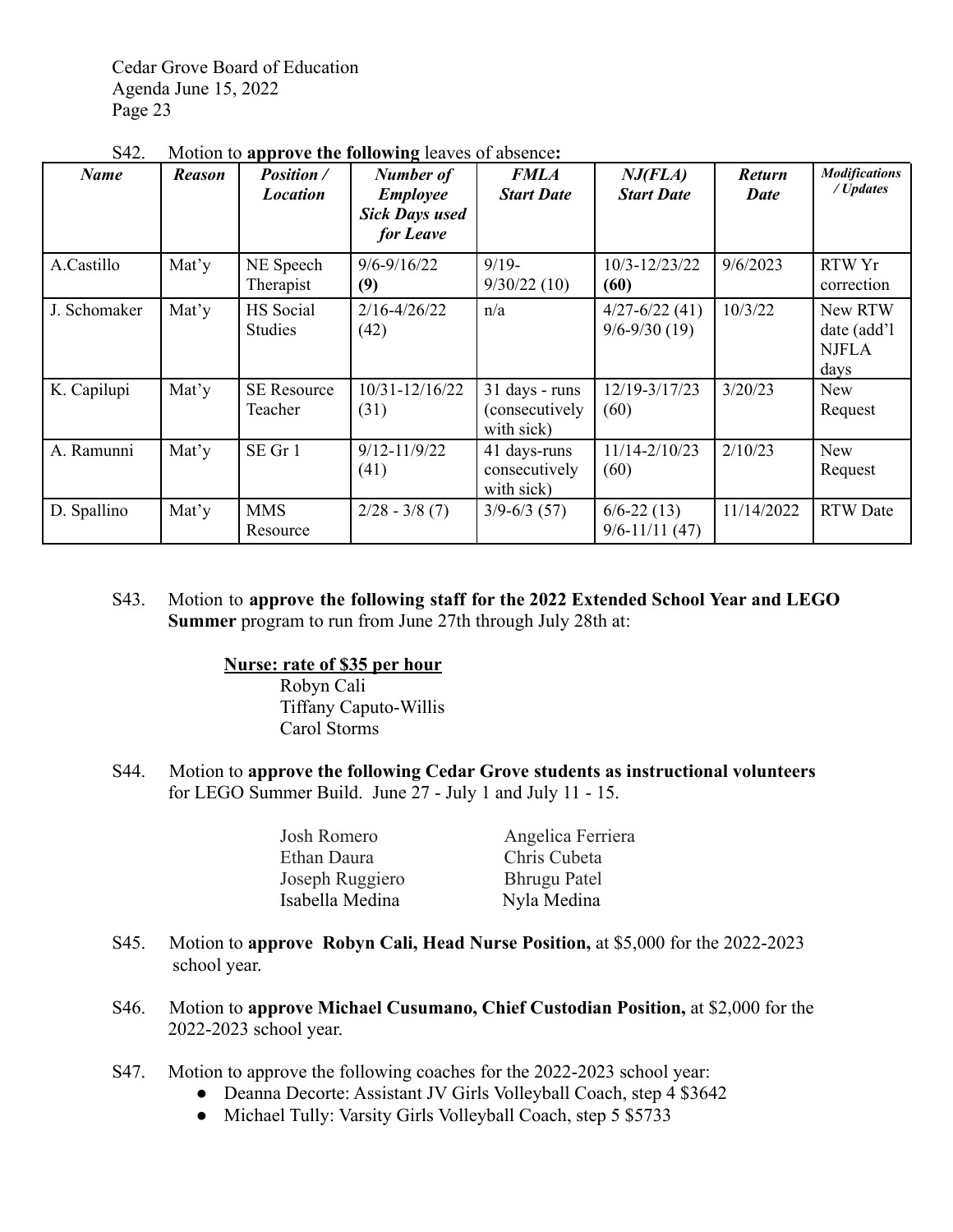S42. Motion to **approve the following** leaves of absence**:**

| *Name* | *Reason* | *Position / Location* | *Number of Employee Sick Days used for Leave* | *FMLA Start Date* | *NJ(FLA) Start Date* | *Return Date* | *Modifications / Updates* |
|---|---|---|---|---|---|---|---|
| A.Castillo | Mat'y | NE Speech Therapist | 9/6-9/16/22 **(9)** | 9/19-9/30/22 (10) | 10/3-12/23/22 **(60)** | 9/6/2023 | RTW Yr correction |
| J. Schomaker | Mat'y | HS Social Studies | 2/16-4/26/22 (42) | n/a | 4/27-6/22 (41) 9/6-9/30 (19) | 10/3/22 | New RTW date (add'l NJFLA days |
| K. Capilupi | Mat'y | SE Resource Teacher | 10/31-12/16/22 (31) | 31 days - runs (consecutively with sick) | 12/19-3/17/23 (60) | 3/20/23 | New Request |
| A. Ramunni | Mat'y | SE Gr 1 | 9/12-11/9/22 (41) | 41 days-runs consecutively with sick) | 11/14-2/10/23 (60) | 2/10/23 | New Request |
| D. Spallino | Mat'y | MMS Resource | 2/28 - 3/8 (7) | 3/9-6/3 (57) | 6/6-22 (13) 9/6-11/11 (47) | 11/14/2022 | RTW Date |

S43. Motion to **approve the following staff for the 2022 Extended School Year and LEGO Summer** program to run from June 27th through July 28th at:

**Nurse: rate of $35 per hour**
Robyn Cali
Tiffany Caputo-Willis
Carol Storms

S44. Motion to **approve the following Cedar Grove students as instructional volunteers** for LEGO Summer Build. June 27 - July 1 and July 11 - 15.

| | |
|---|---|
| Josh Romero | Angelica Ferriera |
| Ethan Daura | Chris Cubeta |
| Joseph Ruggiero | Bhrugu Patel |
| Isabella Medina | Nyla Medina |

S45. Motion to **approve Robyn Cali, Head Nurse Position,** at $5,000 for the 2022-2023 school year.

S46. Motion to **approve Michael Cusumano, Chief Custodian Position,** at $2,000 for the 2022-2023 school year.

S47. Motion to approve the following coaches for the 2022-2023 school year:

- Deanna Decorte: Assistant JV Girls Volleyball Coach, step 4 $3642
- Michael Tully: Varsity Girls Volleyball Coach, step 5 $5733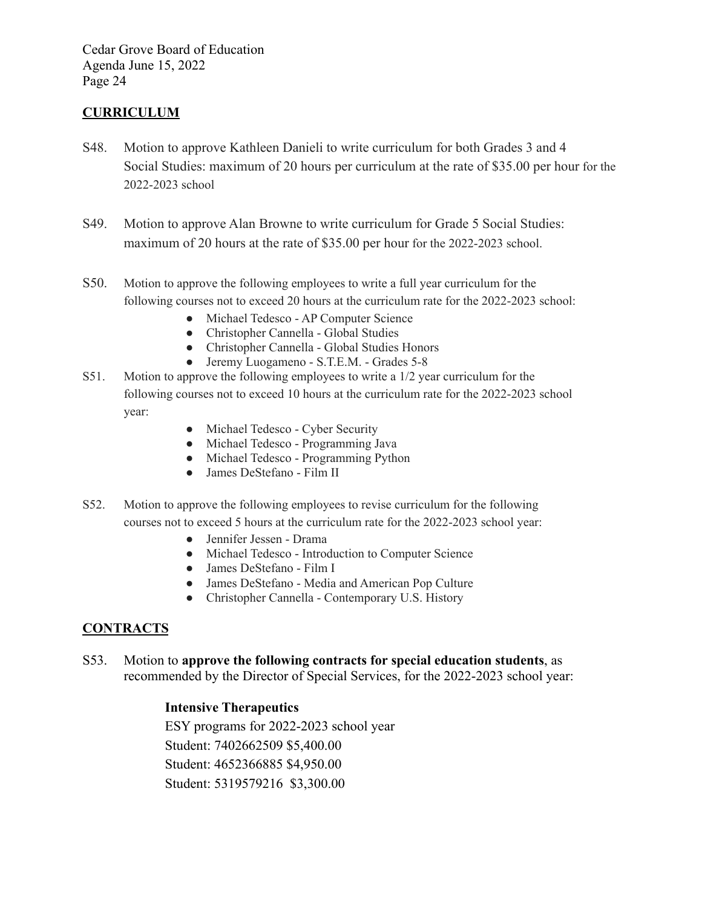## CURRICULUM

S48. Motion to approve Kathleen Danieli to write curriculum for both Grades 3 and 4 Social Studies: maximum of 20 hours per curriculum at the rate of $35.00 per hour for the 2022-2023 school

S49. Motion to approve Alan Browne to write curriculum for Grade 5 Social Studies: maximum of 20 hours at the rate of $35.00 per hour for the 2022-2023 school.

S50. Motion to approve the following employees to write a full year curriculum for the following courses not to exceed 20 hours at the curriculum rate for the 2022-2023 school:

- Michael Tedesco - AP Computer Science
- Christopher Cannella - Global Studies
- Christopher Cannella - Global Studies Honors
- Jeremy Luogameno - S.T.E.M. - Grades 5-8

S51. Motion to approve the following employees to write a 1/2 year curriculum for the following courses not to exceed 10 hours at the curriculum rate for the 2022-2023 school year:

- Michael Tedesco - Cyber Security
- Michael Tedesco - Programming Java
- Michael Tedesco - Programming Python
- James DeStefano - Film II

S52. Motion to approve the following employees to revise curriculum for the following courses not to exceed 5 hours at the curriculum rate for the 2022-2023 school year:

- Jennifer Jessen - Drama
- Michael Tedesco - Introduction to Computer Science
- James DeStefano - Film I
- James DeStefano - Media and American Pop Culture
- Christopher Cannella - Contemporary U.S. History

## CONTRACTS

S53. Motion to **approve the following contracts for special education students**, as recommended by the Director of Special Services, for the 2022-2023 school year:

**Intensive Therapeutics**
ESY programs for 2022-2023 school year
Student: 7402662509 $5,400.00
Student: 4652366885 $4,950.00
Student: 5319579216 $3,300.00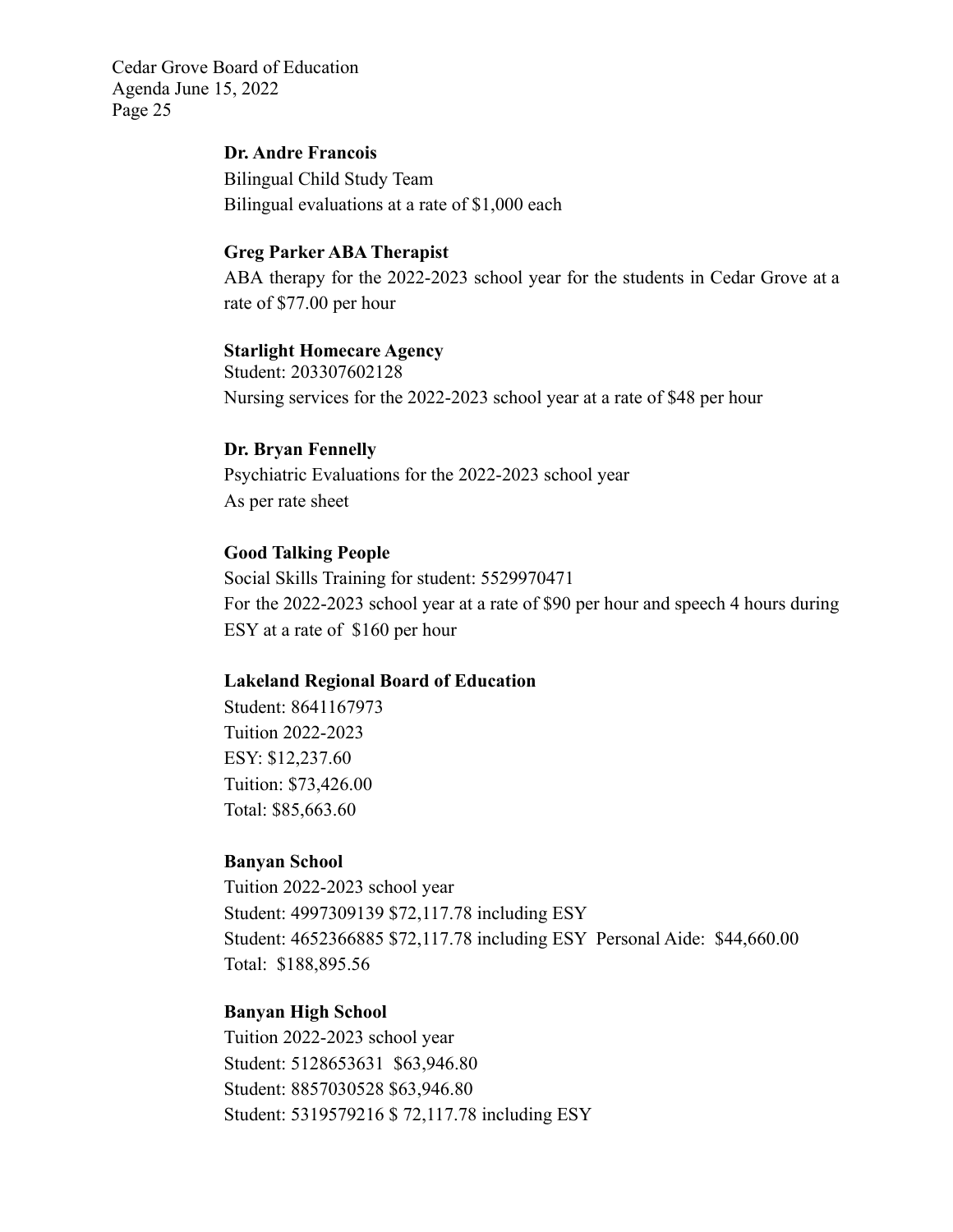**Dr. Andre Francois**
Bilingual Child Study Team
Bilingual evaluations at a rate of $1,000 each

**Greg Parker ABA Therapist**
ABA therapy for the 2022-2023 school year for the students in Cedar Grove at a rate of $77.00 per hour

**Starlight Homecare Agency**
Student: 203307602128
Nursing services for the 2022-2023 school year at a rate of $48 per hour

**Dr. Bryan Fennelly**
Psychiatric Evaluations for the 2022-2023 school year
As per rate sheet

**Good Talking People**
Social Skills Training for student: 5529970471
For the 2022-2023 school year at a rate of $90 per hour and speech 4 hours during ESY at a rate of $160 per hour

**Lakeland Regional Board of Education**
Student: 8641167973
Tuition 2022-2023
ESY: $12,237.60
Tuition: $73,426.00
Total: $85,663.60

**Banyan School**
Tuition 2022-2023 school year
Student: 4997309139 $72,117.78 including ESY
Student: 4652366885 $72,117.78 including ESY Personal Aide: $44,660.00
Total: $188,895.56

**Banyan High School**
Tuition 2022-2023 school year
Student: 5128653631 $63,946.80
Student: 8857030528 $63,946.80
Student: 5319579216 $ 72,117.78 including ESY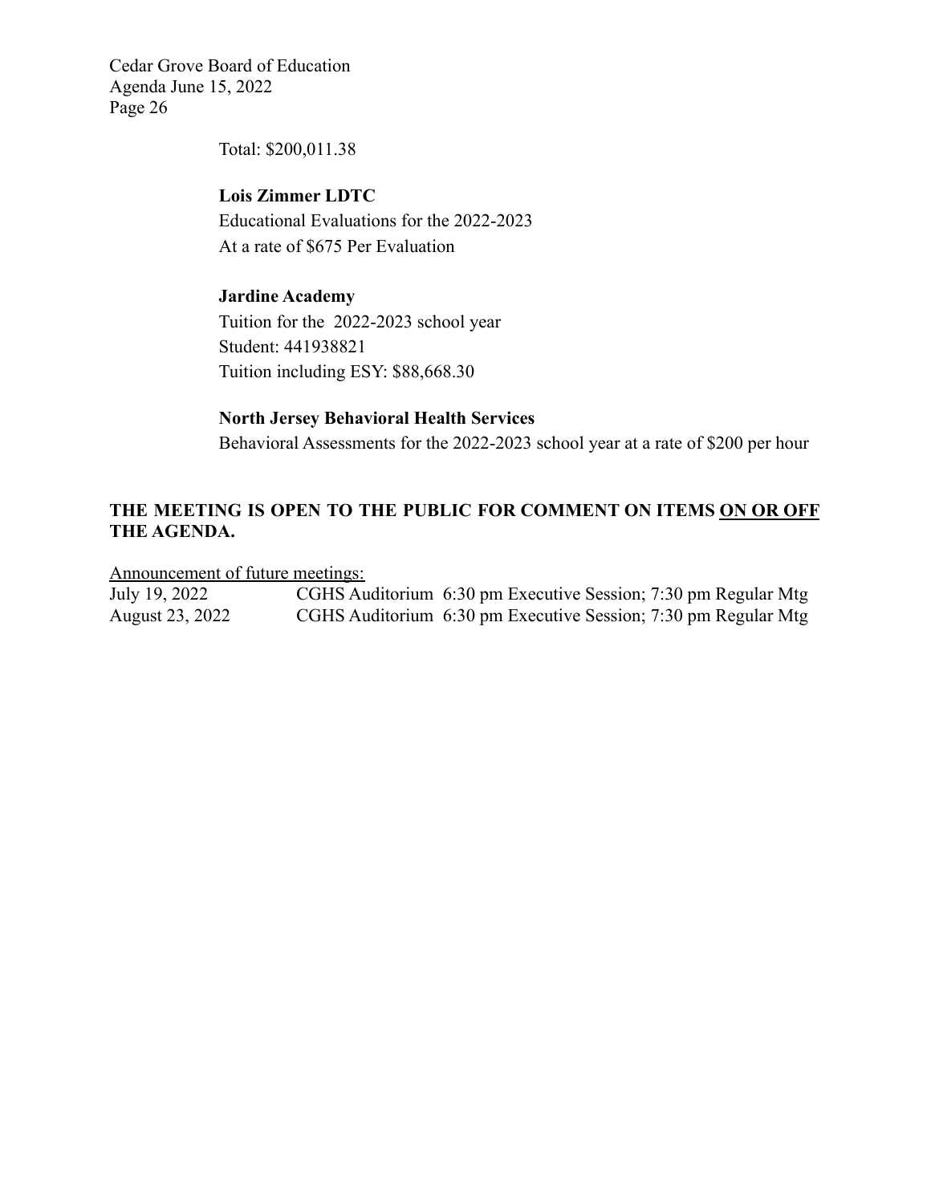Total: $200,011.38

**Lois Zimmer LDTC**
Educational Evaluations for the 2022-2023
At a rate of $675 Per Evaluation

**Jardine Academy**
Tuition for the 2022-2023 school year
Student: 441938821
Tuition including ESY: $88,668.30

**North Jersey Behavioral Health Services**
Behavioral Assessments for the 2022-2023 school year at a rate of $200 per hour

**THE MEETING IS OPEN TO THE PUBLIC FOR COMMENT ON ITEMS <u>ON OR OFF</u> THE AGENDA.**

<u>Announcement of future meetings:</u>

| | |
|---|---|
| July 19, 2022 | CGHS Auditorium 6:30 pm Executive Session; 7:30 pm Regular Mtg |
| August 23, 2022 | CGHS Auditorium 6:30 pm Executive Session; 7:30 pm Regular Mtg |